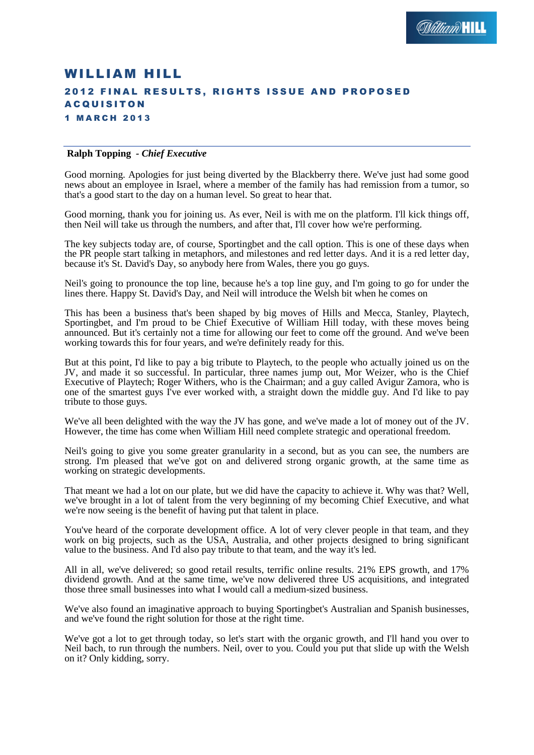# WILLIAM HILL

## 2012 FINAL RESULTS, RIGHTS ISSUE AND PROPOSED ACQUISITON

### 1 MARCH 2013

---

**Ralph Topping** - ***Chief Executive***

Good morning. Apologies for just being diverted by the Blackberry there. We've just had some good news about an employee in Israel, where a member of the family has had remission from a tumor, so that's a good start to the day on a human level. So great to hear that.

Good morning, thank you for joining us. As ever, Neil is with me on the platform. I'll kick things off, then Neil will take us through the numbers, and after that, I'll cover how we're performing.

The key subjects today are, of course, Sportingbet and the call option. This is one of these days when the PR people start talking in metaphors, and milestones and red letter days. And it is a red letter day, because it's St. David's Day, so anybody here from Wales, there you go guys.

Neil's going to pronounce the top line, because he's a top line guy, and I'm going to go for under the lines there. Happy St. David's Day, and Neil will introduce the Welsh bit when he comes on

This has been a business that's been shaped by big moves of Hills and Mecca, Stanley, Playtech, Sportingbet, and I'm proud to be Chief Executive of William Hill today, with these moves being announced. But it's certainly not a time for allowing our feet to come off the ground. And we've been working towards this for four years, and we're definitely ready for this.

But at this point, I'd like to pay a big tribute to Playtech, to the people who actually joined us on the JV, and made it so successful. In particular, three names jump out, Mor Weizer, who is the Chief Executive of Playtech; Roger Withers, who is the Chairman; and a guy called Avigur Zamora, who is one of the smartest guys I've ever worked with, a straight down the middle guy. And I'd like to pay tribute to those guys.

We've all been delighted with the way the JV has gone, and we've made a lot of money out of the JV. However, the time has come when William Hill need complete strategic and operational freedom.

Neil's going to give you some greater granularity in a second, but as you can see, the numbers are strong. I'm pleased that we've got on and delivered strong organic growth, at the same time as working on strategic developments.

That meant we had a lot on our plate, but we did have the capacity to achieve it. Why was that? Well, we've brought in a lot of talent from the very beginning of my becoming Chief Executive, and what we're now seeing is the benefit of having put that talent in place.

You've heard of the corporate development office. A lot of very clever people in that team, and they work on big projects, such as the USA, Australia, and other projects designed to bring significant value to the business. And I'd also pay tribute to that team, and the way it's led.

All in all, we've delivered; so good retail results, terrific online results. 21% EPS growth, and 17% dividend growth. And at the same time, we've now delivered three US acquisitions, and integrated those three small businesses into what I would call a medium-sized business.

We've also found an imaginative approach to buying Sportingbet's Australian and Spanish businesses, and we've found the right solution for those at the right time.

We've got a lot to get through today, so let's start with the organic growth, and I'll hand you over to Neil bach, to run through the numbers. Neil, over to you. Could you put that slide up with the Welsh on it? Only kidding, sorry.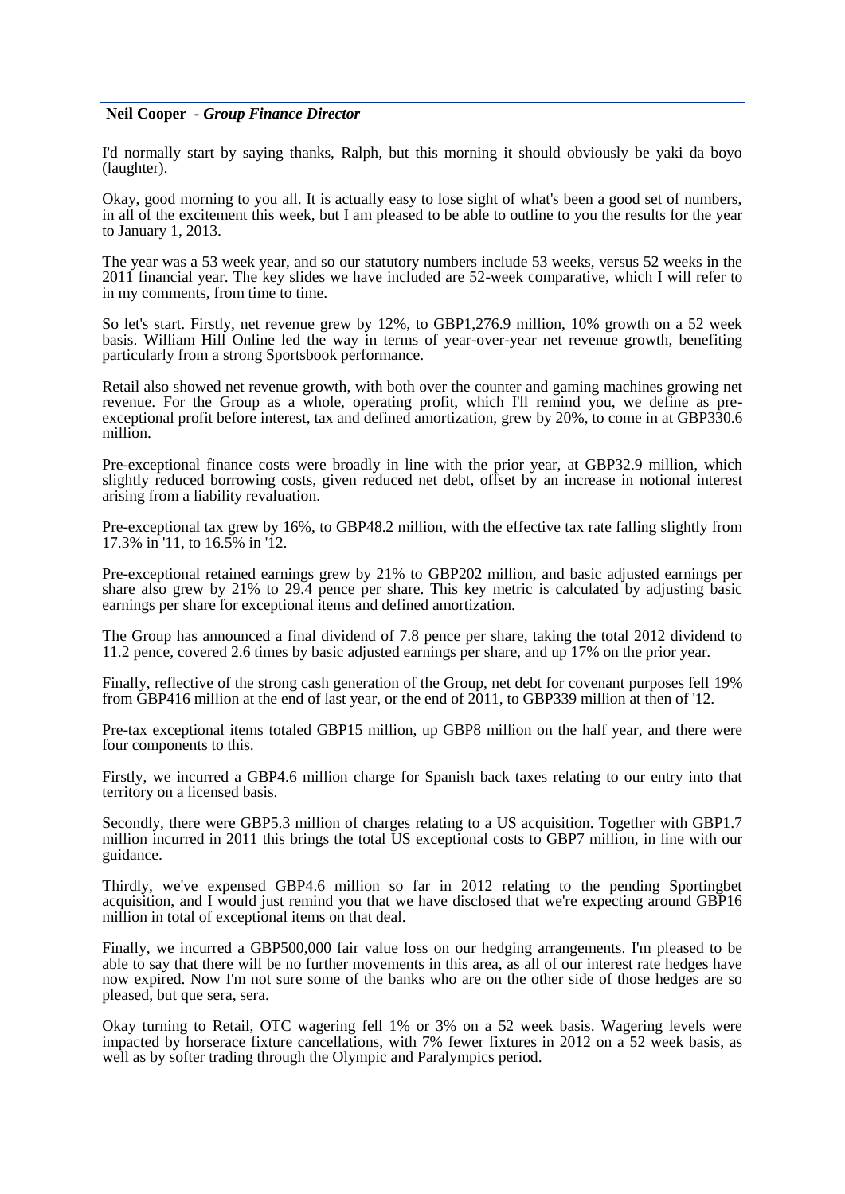**Neil Cooper** - ***Group Finance Director***

I'd normally start by saying thanks, Ralph, but this morning it should obviously be yaki da boyo (laughter).

Okay, good morning to you all. It is actually easy to lose sight of what's been a good set of numbers, in all of the excitement this week, but I am pleased to be able to outline to you the results for the year to January 1, 2013.

The year was a 53 week year, and so our statutory numbers include 53 weeks, versus 52 weeks in the 2011 financial year. The key slides we have included are 52-week comparative, which I will refer to in my comments, from time to time.

So let's start. Firstly, net revenue grew by 12%, to GBP1,276.9 million, 10% growth on a 52 week basis. William Hill Online led the way in terms of year-over-year net revenue growth, benefiting particularly from a strong Sportsbook performance.

Retail also showed net revenue growth, with both over the counter and gaming machines growing net revenue. For the Group as a whole, operating profit, which I'll remind you, we define as pre-exceptional profit before interest, tax and defined amortization, grew by 20%, to come in at GBP330.6 million.

Pre-exceptional finance costs were broadly in line with the prior year, at GBP32.9 million, which slightly reduced borrowing costs, given reduced net debt, offset by an increase in notional interest arising from a liability revaluation.

Pre-exceptional tax grew by 16%, to GBP48.2 million, with the effective tax rate falling slightly from 17.3% in '11, to 16.5% in '12.

Pre-exceptional retained earnings grew by 21% to GBP202 million, and basic adjusted earnings per share also grew by 21% to 29.4 pence per share. This key metric is calculated by adjusting basic earnings per share for exceptional items and defined amortization.

The Group has announced a final dividend of 7.8 pence per share, taking the total 2012 dividend to 11.2 pence, covered 2.6 times by basic adjusted earnings per share, and up 17% on the prior year.

Finally, reflective of the strong cash generation of the Group, net debt for covenant purposes fell 19% from GBP416 million at the end of last year, or the end of 2011, to GBP339 million at then of '12.

Pre-tax exceptional items totaled GBP15 million, up GBP8 million on the half year, and there were four components to this.

Firstly, we incurred a GBP4.6 million charge for Spanish back taxes relating to our entry into that territory on a licensed basis.

Secondly, there were GBP5.3 million of charges relating to a US acquisition. Together with GBP1.7 million incurred in 2011 this brings the total US exceptional costs to GBP7 million, in line with our guidance.

Thirdly, we've expensed GBP4.6 million so far in 2012 relating to the pending Sportingbet acquisition, and I would just remind you that we have disclosed that we're expecting around GBP16 million in total of exceptional items on that deal.

Finally, we incurred a GBP500,000 fair value loss on our hedging arrangements. I'm pleased to be able to say that there will be no further movements in this area, as all of our interest rate hedges have now expired. Now I'm not sure some of the banks who are on the other side of those hedges are so pleased, but que sera, sera.

Okay turning to Retail, OTC wagering fell 1% or 3% on a 52 week basis. Wagering levels were impacted by horserace fixture cancellations, with 7% fewer fixtures in 2012 on a 52 week basis, as well as by softer trading through the Olympic and Paralympics period.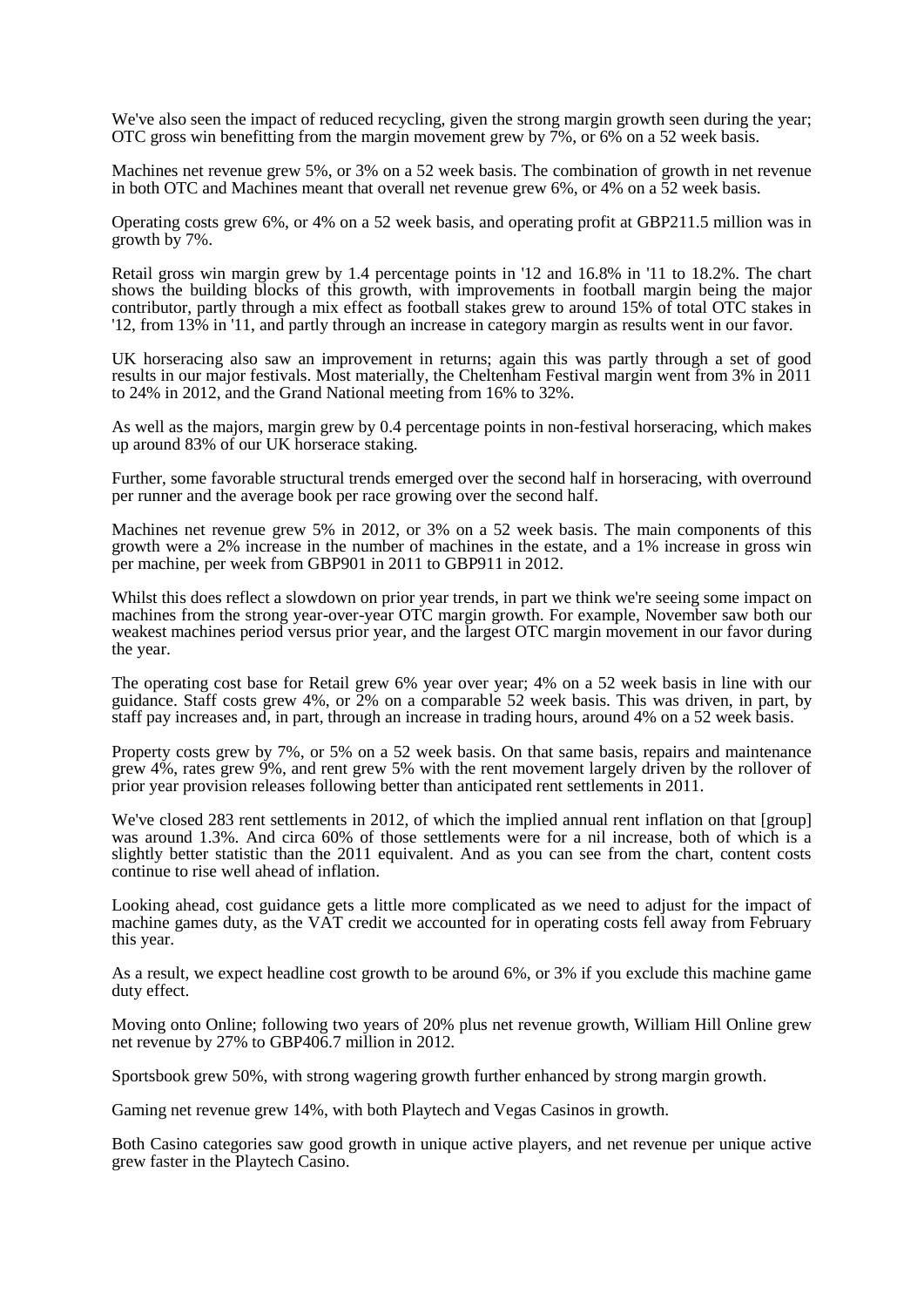We've also seen the impact of reduced recycling, given the strong margin growth seen during the year; OTC gross win benefitting from the margin movement grew by 7%, or 6% on a 52 week basis.

Machines net revenue grew 5%, or 3% on a 52 week basis. The combination of growth in net revenue in both OTC and Machines meant that overall net revenue grew 6%, or 4% on a 52 week basis.

Operating costs grew 6%, or 4% on a 52 week basis, and operating profit at GBP211.5 million was in growth by 7%.

Retail gross win margin grew by 1.4 percentage points in '12 and 16.8% in '11 to 18.2%. The chart shows the building blocks of this growth, with improvements in football margin being the major contributor, partly through a mix effect as football stakes grew to around 15% of total OTC stakes in '12, from 13% in '11, and partly through an increase in category margin as results went in our favor.

UK horseracing also saw an improvement in returns; again this was partly through a set of good results in our major festivals. Most materially, the Cheltenham Festival margin went from 3% in 2011 to 24% in 2012, and the Grand National meeting from 16% to 32%.

As well as the majors, margin grew by 0.4 percentage points in non-festival horseracing, which makes up around 83% of our UK horserace staking.

Further, some favorable structural trends emerged over the second half in horseracing, with overround per runner and the average book per race growing over the second half.

Machines net revenue grew 5% in 2012, or 3% on a 52 week basis. The main components of this growth were a 2% increase in the number of machines in the estate, and a 1% increase in gross win per machine, per week from GBP901 in 2011 to GBP911 in 2012.

Whilst this does reflect a slowdown on prior year trends, in part we think we're seeing some impact on machines from the strong year-over-year OTC margin growth. For example, November saw both our weakest machines period versus prior year, and the largest OTC margin movement in our favor during the year.

The operating cost base for Retail grew 6% year over year; 4% on a 52 week basis in line with our guidance. Staff costs grew 4%, or 2% on a comparable 52 week basis. This was driven, in part, by staff pay increases and, in part, through an increase in trading hours, around 4% on a 52 week basis.

Property costs grew by 7%, or 5% on a 52 week basis. On that same basis, repairs and maintenance grew 4%, rates grew 9%, and rent grew 5% with the rent movement largely driven by the rollover of prior year provision releases following better than anticipated rent settlements in 2011.

We've closed 283 rent settlements in 2012, of which the implied annual rent inflation on that [group] was around 1.3%. And circa 60% of those settlements were for a nil increase, both of which is a slightly better statistic than the 2011 equivalent. And as you can see from the chart, content costs continue to rise well ahead of inflation.

Looking ahead, cost guidance gets a little more complicated as we need to adjust for the impact of machine games duty, as the VAT credit we accounted for in operating costs fell away from February this year.

As a result, we expect headline cost growth to be around 6%, or 3% if you exclude this machine game duty effect.

Moving onto Online; following two years of 20% plus net revenue growth, William Hill Online grew net revenue by 27% to GBP406.7 million in 2012.

Sportsbook grew 50%, with strong wagering growth further enhanced by strong margin growth.

Gaming net revenue grew 14%, with both Playtech and Vegas Casinos in growth.

Both Casino categories saw good growth in unique active players, and net revenue per unique active grew faster in the Playtech Casino.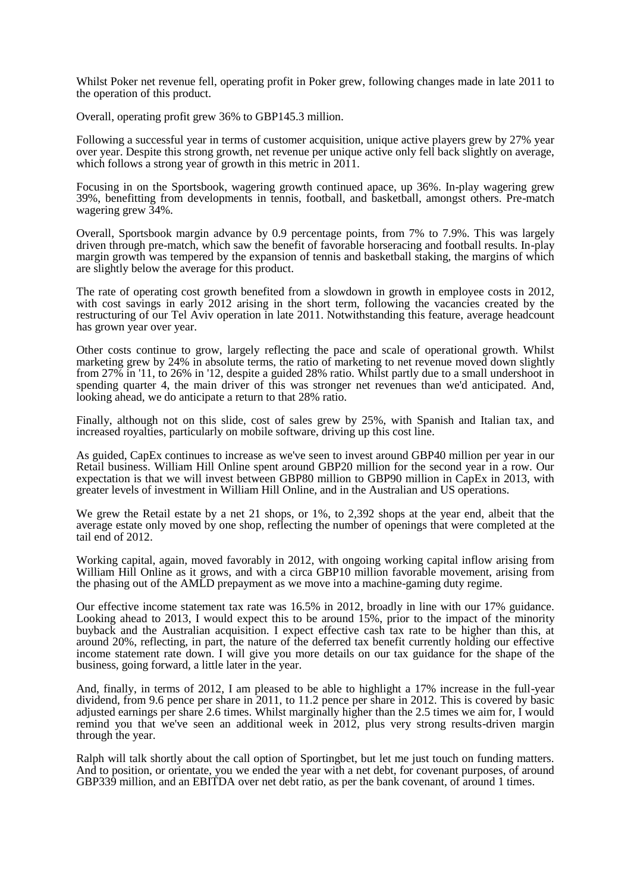Whilst Poker net revenue fell, operating profit in Poker grew, following changes made in late 2011 to the operation of this product.

Overall, operating profit grew 36% to GBP145.3 million.

Following a successful year in terms of customer acquisition, unique active players grew by 27% year over year. Despite this strong growth, net revenue per unique active only fell back slightly on average, which follows a strong year of growth in this metric in 2011.

Focusing in on the Sportsbook, wagering growth continued apace, up 36%. In-play wagering grew 39%, benefitting from developments in tennis, football, and basketball, amongst others. Pre-match wagering grew 34%.

Overall, Sportsbook margin advance by 0.9 percentage points, from 7% to 7.9%. This was largely driven through pre-match, which saw the benefit of favorable horseracing and football results. In-play margin growth was tempered by the expansion of tennis and basketball staking, the margins of which are slightly below the average for this product.

The rate of operating cost growth benefited from a slowdown in growth in employee costs in 2012, with cost savings in early 2012 arising in the short term, following the vacancies created by the restructuring of our Tel Aviv operation in late 2011. Notwithstanding this feature, average headcount has grown year over year.

Other costs continue to grow, largely reflecting the pace and scale of operational growth. Whilst marketing grew by 24% in absolute terms, the ratio of marketing to net revenue moved down slightly from 27% in '11, to 26% in '12, despite a guided 28% ratio. Whilst partly due to a small undershoot in spending quarter 4, the main driver of this was stronger net revenues than we'd anticipated. And, looking ahead, we do anticipate a return to that 28% ratio.

Finally, although not on this slide, cost of sales grew by 25%, with Spanish and Italian tax, and increased royalties, particularly on mobile software, driving up this cost line.

As guided, CapEx continues to increase as we've seen to invest around GBP40 million per year in our Retail business. William Hill Online spent around GBP20 million for the second year in a row. Our expectation is that we will invest between GBP80 million to GBP90 million in CapEx in 2013, with greater levels of investment in William Hill Online, and in the Australian and US operations.

We grew the Retail estate by a net 21 shops, or 1%, to 2,392 shops at the year end, albeit that the average estate only moved by one shop, reflecting the number of openings that were completed at the tail end of 2012.

Working capital, again, moved favorably in 2012, with ongoing working capital inflow arising from William Hill Online as it grows, and with a circa GBP10 million favorable movement, arising from the phasing out of the AMLD prepayment as we move into a machine-gaming duty regime.

Our effective income statement tax rate was 16.5% in 2012, broadly in line with our 17% guidance. Looking ahead to 2013, I would expect this to be around 15%, prior to the impact of the minority buyback and the Australian acquisition. I expect effective cash tax rate to be higher than this, at around 20%, reflecting, in part, the nature of the deferred tax benefit currently holding our effective income statement rate down. I will give you more details on our tax guidance for the shape of the business, going forward, a little later in the year.

And, finally, in terms of 2012, I am pleased to be able to highlight a 17% increase in the full-year dividend, from 9.6 pence per share in 2011, to 11.2 pence per share in 2012. This is covered by basic adjusted earnings per share 2.6 times. Whilst marginally higher than the 2.5 times we aim for, I would remind you that we've seen an additional week in 2012, plus very strong results-driven margin through the year.

Ralph will talk shortly about the call option of Sportingbet, but let me just touch on funding matters. And to position, or orientate, you we ended the year with a net debt, for covenant purposes, of around GBP339 million, and an EBITDA over net debt ratio, as per the bank covenant, of around 1 times.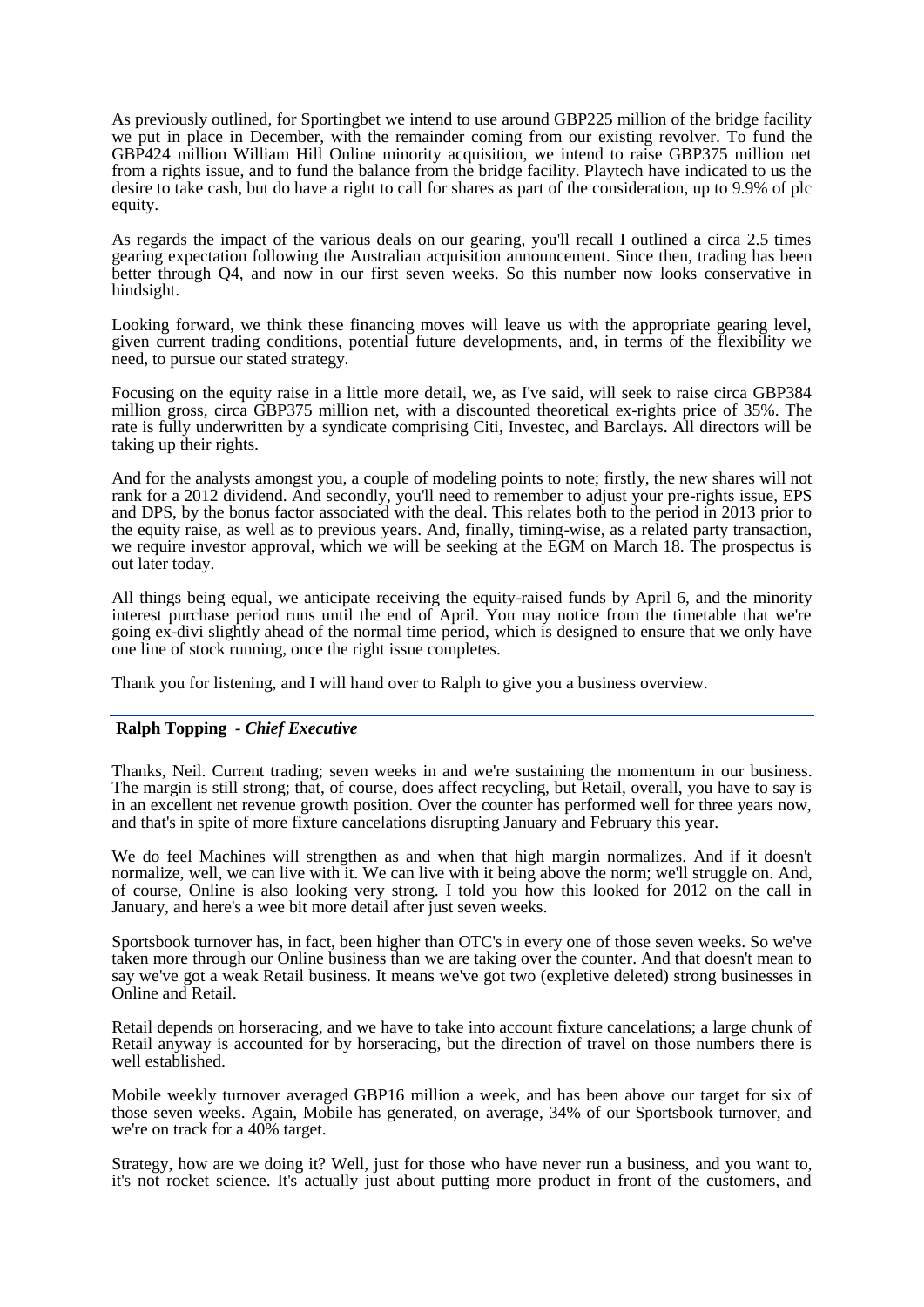As previously outlined, for Sportingbet we intend to use around GBP225 million of the bridge facility we put in place in December, with the remainder coming from our existing revolver. To fund the GBP424 million William Hill Online minority acquisition, we intend to raise GBP375 million net from a rights issue, and to fund the balance from the bridge facility. Playtech have indicated to us the desire to take cash, but do have a right to call for shares as part of the consideration, up to 9.9% of plc equity.

As regards the impact of the various deals on our gearing, you'll recall I outlined a circa 2.5 times gearing expectation following the Australian acquisition announcement. Since then, trading has been better through Q4, and now in our first seven weeks. So this number now looks conservative in hindsight.

Looking forward, we think these financing moves will leave us with the appropriate gearing level, given current trading conditions, potential future developments, and, in terms of the flexibility we need, to pursue our stated strategy.

Focusing on the equity raise in a little more detail, we, as I've said, will seek to raise circa GBP384 million gross, circa GBP375 million net, with a discounted theoretical ex-rights price of 35%. The rate is fully underwritten by a syndicate comprising Citi, Investec, and Barclays. All directors will be taking up their rights.

And for the analysts amongst you, a couple of modeling points to note; firstly, the new shares will not rank for a 2012 dividend. And secondly, you'll need to remember to adjust your pre-rights issue, EPS and DPS, by the bonus factor associated with the deal. This relates both to the period in 2013 prior to the equity raise, as well as to previous years. And, finally, timing-wise, as a related party transaction, we require investor approval, which we will be seeking at the EGM on March 18. The prospectus is out later today.

All things being equal, we anticipate receiving the equity-raised funds by April 6, and the minority interest purchase period runs until the end of April. You may notice from the timetable that we're going ex-divi slightly ahead of the normal time period, which is designed to ensure that we only have one line of stock running, once the right issue completes.

Thank you for listening, and I will hand over to Ralph to give you a business overview.

---

**Ralph Topping** - ***Chief Executive***

Thanks, Neil. Current trading; seven weeks in and we're sustaining the momentum in our business. The margin is still strong; that, of course, does affect recycling, but Retail, overall, you have to say is in an excellent net revenue growth position. Over the counter has performed well for three years now, and that's in spite of more fixture cancelations disrupting January and February this year.

We do feel Machines will strengthen as and when that high margin normalizes. And if it doesn't normalize, well, we can live with it. We can live with it being above the norm; we'll struggle on. And, of course, Online is also looking very strong. I told you how this looked for 2012 on the call in January, and here's a wee bit more detail after just seven weeks.

Sportsbook turnover has, in fact, been higher than OTC's in every one of those seven weeks. So we've taken more through our Online business than we are taking over the counter. And that doesn't mean to say we've got a weak Retail business. It means we've got two (expletive deleted) strong businesses in Online and Retail.

Retail depends on horseracing, and we have to take into account fixture cancelations; a large chunk of Retail anyway is accounted for by horseracing, but the direction of travel on those numbers there is well established.

Mobile weekly turnover averaged GBP16 million a week, and has been above our target for six of those seven weeks. Again, Mobile has generated, on average, 34% of our Sportsbook turnover, and we're on track for a 40% target.

Strategy, how are we doing it? Well, just for those who have never run a business, and you want to, it's not rocket science. It's actually just about putting more product in front of the customers, and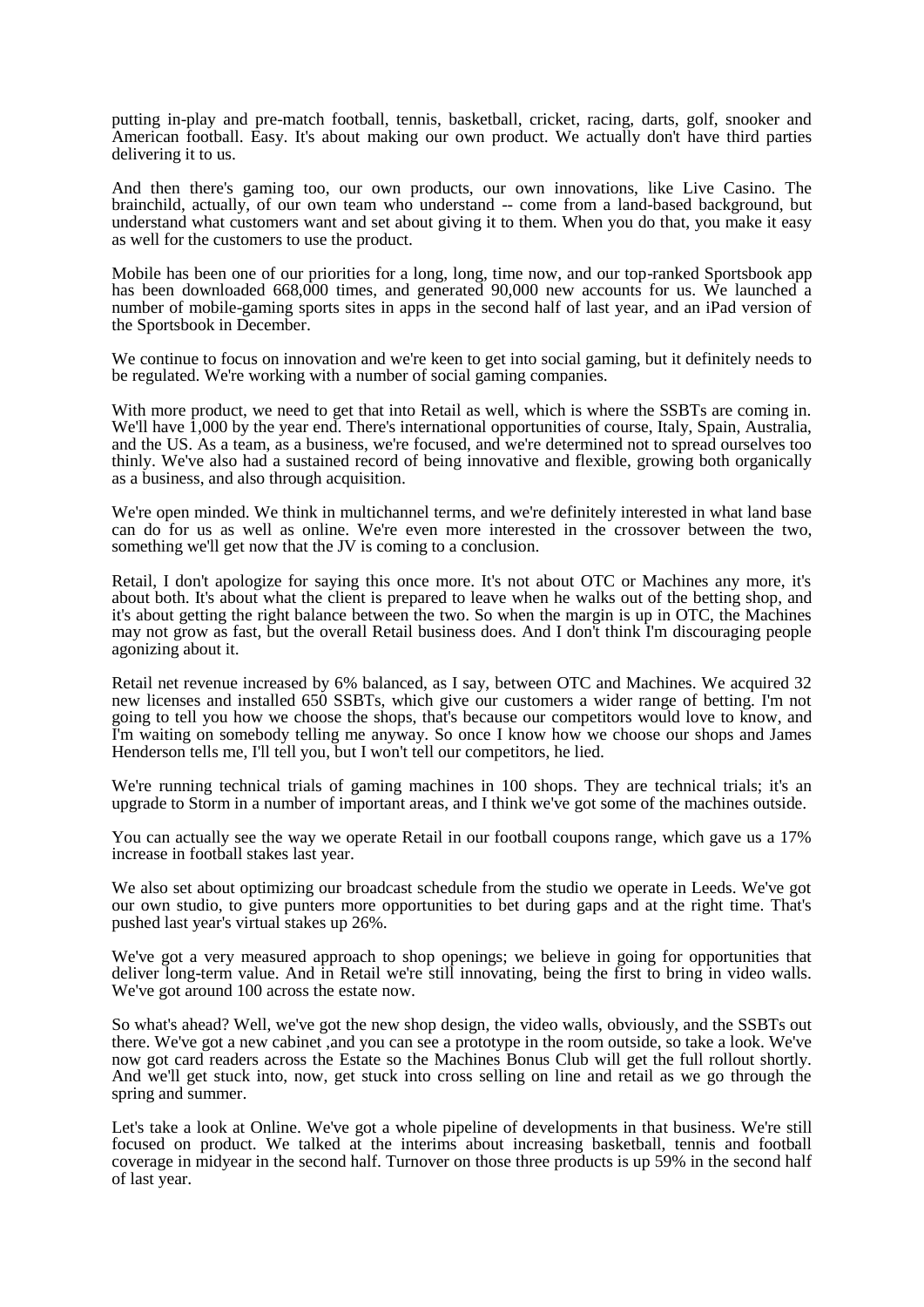putting in-play and pre-match football, tennis, basketball, cricket, racing, darts, golf, snooker and American football. Easy. It's about making our own product. We actually don't have third parties delivering it to us.

And then there's gaming too, our own products, our own innovations, like Live Casino. The brainchild, actually, of our own team who understand -- come from a land-based background, but understand what customers want and set about giving it to them. When you do that, you make it easy as well for the customers to use the product.

Mobile has been one of our priorities for a long, long, time now, and our top-ranked Sportsbook app has been downloaded 668,000 times, and generated 90,000 new accounts for us. We launched a number of mobile-gaming sports sites in apps in the second half of last year, and an iPad version of the Sportsbook in December.

We continue to focus on innovation and we're keen to get into social gaming, but it definitely needs to be regulated. We're working with a number of social gaming companies.

With more product, we need to get that into Retail as well, which is where the SSBTs are coming in. We'll have 1,000 by the year end. There's international opportunities of course, Italy, Spain, Australia, and the US. As a team, as a business, we're focused, and we're determined not to spread ourselves too thinly. We've also had a sustained record of being innovative and flexible, growing both organically as a business, and also through acquisition.

We're open minded. We think in multichannel terms, and we're definitely interested in what land base can do for us as well as online. We're even more interested in the crossover between the two, something we'll get now that the JV is coming to a conclusion.

Retail, I don't apologize for saying this once more. It's not about OTC or Machines any more, it's about both. It's about what the client is prepared to leave when he walks out of the betting shop, and it's about getting the right balance between the two. So when the margin is up in OTC, the Machines may not grow as fast, but the overall Retail business does. And I don't think I'm discouraging people agonizing about it.

Retail net revenue increased by 6% balanced, as I say, between OTC and Machines. We acquired 32 new licenses and installed 650 SSBTs, which give our customers a wider range of betting. I'm not going to tell you how we choose the shops, that's because our competitors would love to know, and I'm waiting on somebody telling me anyway. So once I know how we choose our shops and James Henderson tells me, I'll tell you, but I won't tell our competitors, he lied.

We're running technical trials of gaming machines in 100 shops. They are technical trials; it's an upgrade to Storm in a number of important areas, and I think we've got some of the machines outside.

You can actually see the way we operate Retail in our football coupons range, which gave us a 17% increase in football stakes last year.

We also set about optimizing our broadcast schedule from the studio we operate in Leeds. We've got our own studio, to give punters more opportunities to bet during gaps and at the right time. That's pushed last year's virtual stakes up 26%.

We've got a very measured approach to shop openings; we believe in going for opportunities that deliver long-term value. And in Retail we're still innovating, being the first to bring in video walls. We've got around 100 across the estate now.

So what's ahead? Well, we've got the new shop design, the video walls, obviously, and the SSBTs out there. We've got a new cabinet ,and you can see a prototype in the room outside, so take a look. We've now got card readers across the Estate so the Machines Bonus Club will get the full rollout shortly. And we'll get stuck into, now, get stuck into cross selling on line and retail as we go through the spring and summer.

Let's take a look at Online. We've got a whole pipeline of developments in that business. We're still focused on product. We talked at the interims about increasing basketball, tennis and football coverage in midyear in the second half. Turnover on those three products is up 59% in the second half of last year.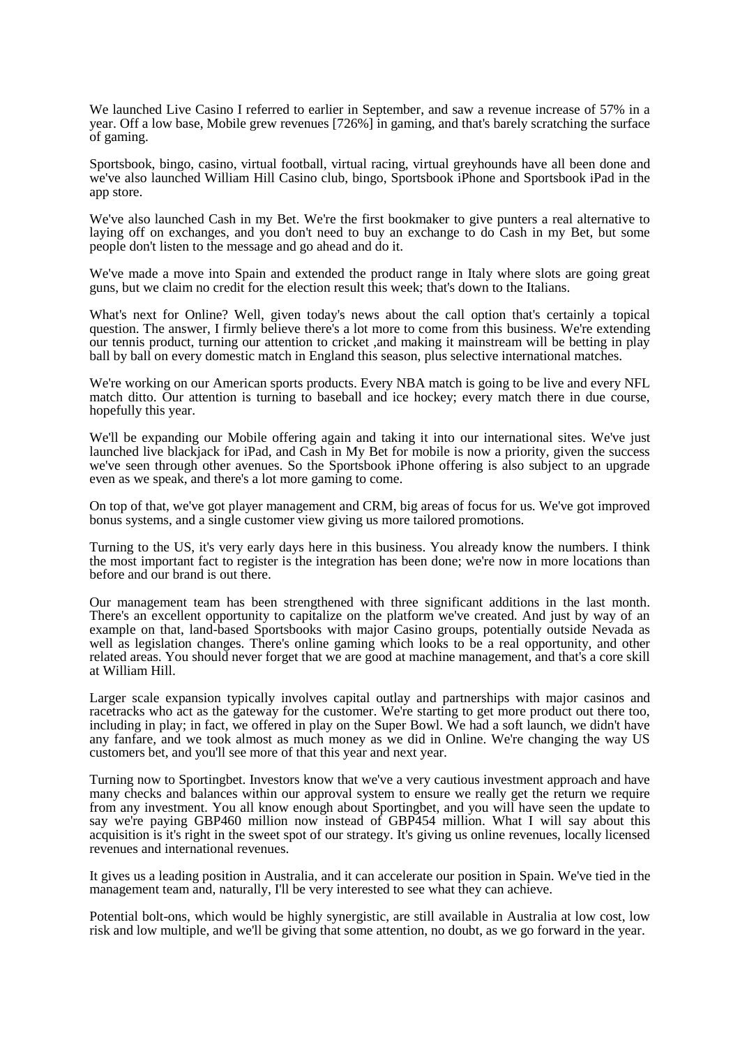We launched Live Casino I referred to earlier in September, and saw a revenue increase of 57% in a year. Off a low base, Mobile grew revenues [726%] in gaming, and that's barely scratching the surface of gaming.

Sportsbook, bingo, casino, virtual football, virtual racing, virtual greyhounds have all been done and we've also launched William Hill Casino club, bingo, Sportsbook iPhone and Sportsbook iPad in the app store.

We've also launched Cash in my Bet. We're the first bookmaker to give punters a real alternative to laying off on exchanges, and you don't need to buy an exchange to do Cash in my Bet, but some people don't listen to the message and go ahead and do it.

We've made a move into Spain and extended the product range in Italy where slots are going great guns, but we claim no credit for the election result this week; that's down to the Italians.

What's next for Online? Well, given today's news about the call option that's certainly a topical question. The answer, I firmly believe there's a lot more to come from this business. We're extending our tennis product, turning our attention to cricket ,and making it mainstream will be betting in play ball by ball on every domestic match in England this season, plus selective international matches.

We're working on our American sports products. Every NBA match is going to be live and every NFL match ditto. Our attention is turning to baseball and ice hockey; every match there in due course, hopefully this year.

We'll be expanding our Mobile offering again and taking it into our international sites. We've just launched live blackjack for iPad, and Cash in My Bet for mobile is now a priority, given the success we've seen through other avenues. So the Sportsbook iPhone offering is also subject to an upgrade even as we speak, and there's a lot more gaming to come.

On top of that, we've got player management and CRM, big areas of focus for us. We've got improved bonus systems, and a single customer view giving us more tailored promotions.

Turning to the US, it's very early days here in this business. You already know the numbers. I think the most important fact to register is the integration has been done; we're now in more locations than before and our brand is out there.

Our management team has been strengthened with three significant additions in the last month. There's an excellent opportunity to capitalize on the platform we've created. And just by way of an example on that, land-based Sportsbooks with major Casino groups, potentially outside Nevada as well as legislation changes. There's online gaming which looks to be a real opportunity, and other related areas. You should never forget that we are good at machine management, and that's a core skill at William Hill.

Larger scale expansion typically involves capital outlay and partnerships with major casinos and racetracks who act as the gateway for the customer. We're starting to get more product out there too, including in play; in fact, we offered in play on the Super Bowl. We had a soft launch, we didn't have any fanfare, and we took almost as much money as we did in Online. We're changing the way US customers bet, and you'll see more of that this year and next year.

Turning now to Sportingbet. Investors know that we've a very cautious investment approach and have many checks and balances within our approval system to ensure we really get the return we require from any investment. You all know enough about Sportingbet, and you will have seen the update to say we're paying GBP460 million now instead of GBP454 million. What I will say about this acquisition is it's right in the sweet spot of our strategy. It's giving us online revenues, locally licensed revenues and international revenues.

It gives us a leading position in Australia, and it can accelerate our position in Spain. We've tied in the management team and, naturally, I'll be very interested to see what they can achieve.

Potential bolt-ons, which would be highly synergistic, are still available in Australia at low cost, low risk and low multiple, and we'll be giving that some attention, no doubt, as we go forward in the year.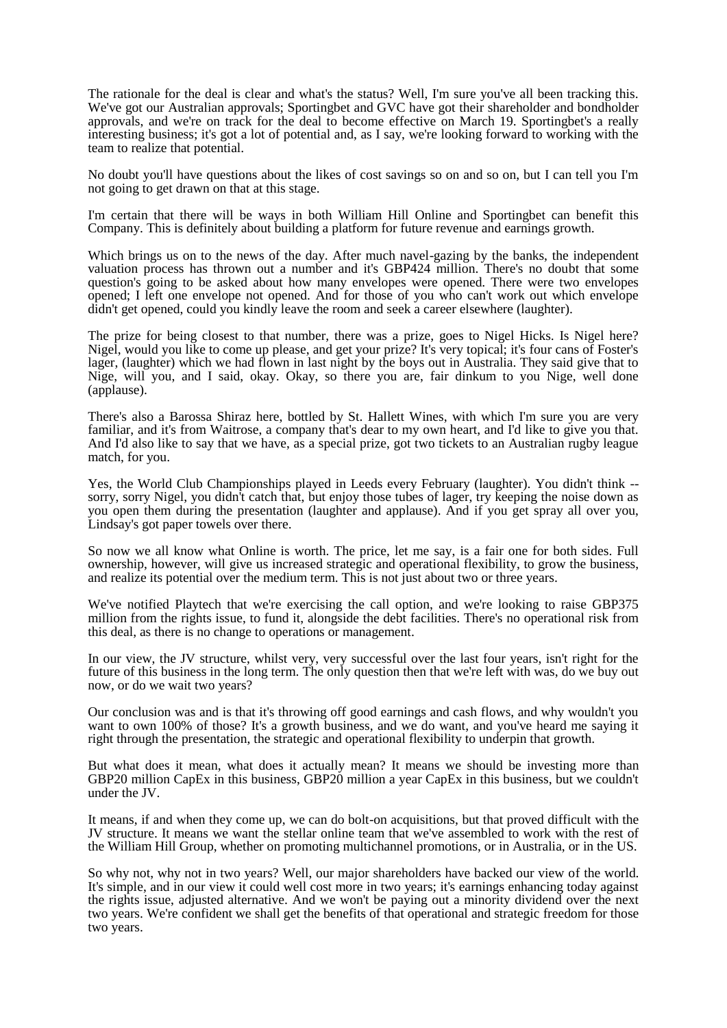The rationale for the deal is clear and what's the status? Well, I'm sure you've all been tracking this. We've got our Australian approvals; Sportingbet and GVC have got their shareholder and bondholder approvals, and we're on track for the deal to become effective on March 19. Sportingbet's a really interesting business; it's got a lot of potential and, as I say, we're looking forward to working with the team to realize that potential.

No doubt you'll have questions about the likes of cost savings so on and so on, but I can tell you I'm not going to get drawn on that at this stage.

I'm certain that there will be ways in both William Hill Online and Sportingbet can benefit this Company. This is definitely about building a platform for future revenue and earnings growth.

Which brings us on to the news of the day. After much navel-gazing by the banks, the independent valuation process has thrown out a number and it's GBP424 million. There's no doubt that some question's going to be asked about how many envelopes were opened. There were two envelopes opened; I left one envelope not opened. And for those of you who can't work out which envelope didn't get opened, could you kindly leave the room and seek a career elsewhere (laughter).

The prize for being closest to that number, there was a prize, goes to Nigel Hicks. Is Nigel here? Nigel, would you like to come up please, and get your prize? It's very topical; it's four cans of Foster's lager, (laughter) which we had flown in last night by the boys out in Australia. They said give that to Nige, will you, and I said, okay. Okay, so there you are, fair dinkum to you Nige, well done (applause).

There's also a Barossa Shiraz here, bottled by St. Hallett Wines, with which I'm sure you are very familiar, and it's from Waitrose, a company that's dear to my own heart, and I'd like to give you that. And I'd also like to say that we have, as a special prize, got two tickets to an Australian rugby league match, for you.

Yes, the World Club Championships played in Leeds every February (laughter). You didn't think -- sorry, sorry Nigel, you didn't catch that, but enjoy those tubes of lager, try keeping the noise down as you open them during the presentation (laughter and applause). And if you get spray all over you, Lindsay's got paper towels over there.

So now we all know what Online is worth. The price, let me say, is a fair one for both sides. Full ownership, however, will give us increased strategic and operational flexibility, to grow the business, and realize its potential over the medium term. This is not just about two or three years.

We've notified Playtech that we're exercising the call option, and we're looking to raise GBP375 million from the rights issue, to fund it, alongside the debt facilities. There's no operational risk from this deal, as there is no change to operations or management.

In our view, the JV structure, whilst very, very successful over the last four years, isn't right for the future of this business in the long term. The only question then that we're left with was, do we buy out now, or do we wait two years?

Our conclusion was and is that it's throwing off good earnings and cash flows, and why wouldn't you want to own 100% of those? It's a growth business, and we do want, and you've heard me saying it right through the presentation, the strategic and operational flexibility to underpin that growth.

But what does it mean, what does it actually mean? It means we should be investing more than GBP20 million CapEx in this business, GBP20 million a year CapEx in this business, but we couldn't under the JV.

It means, if and when they come up, we can do bolt-on acquisitions, but that proved difficult with the JV structure. It means we want the stellar online team that we've assembled to work with the rest of the William Hill Group, whether on promoting multichannel promotions, or in Australia, or in the US.

So why not, why not in two years? Well, our major shareholders have backed our view of the world. It's simple, and in our view it could well cost more in two years; it's earnings enhancing today against the rights issue, adjusted alternative. And we won't be paying out a minority dividend over the next two years. We're confident we shall get the benefits of that operational and strategic freedom for those two years.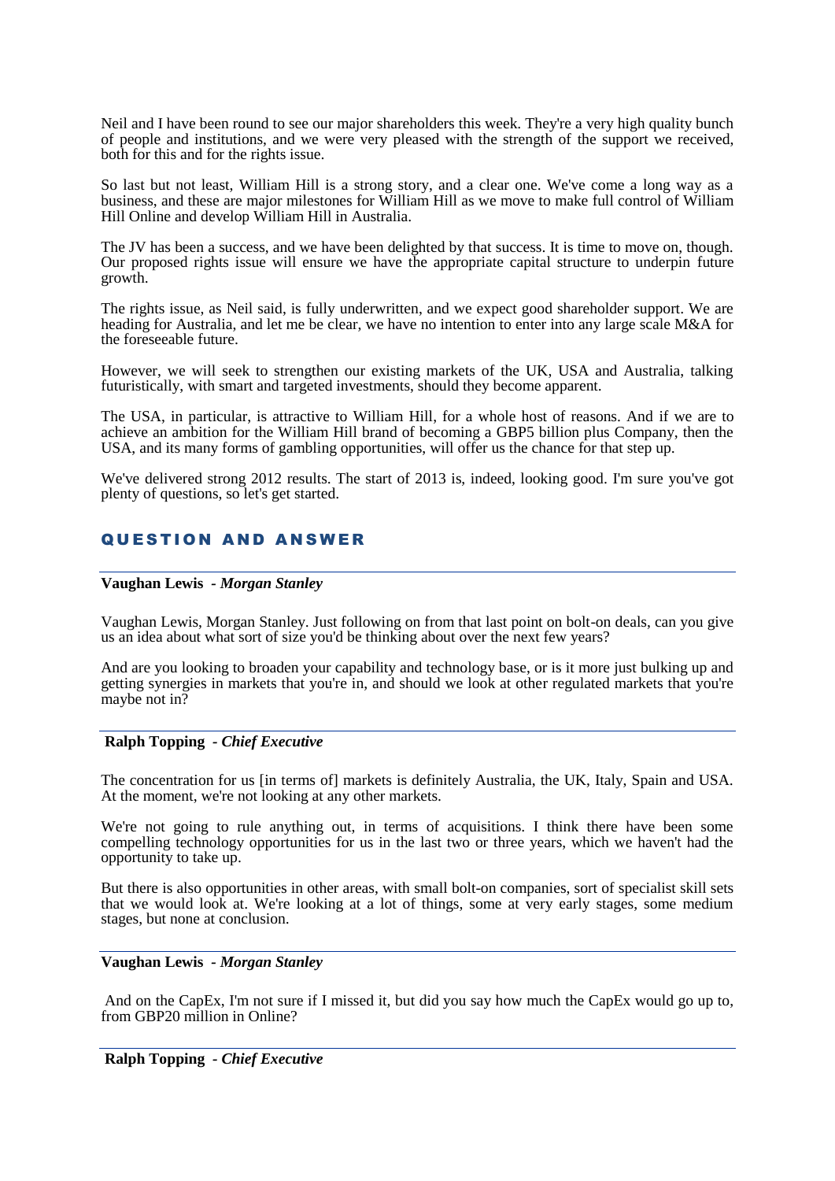Neil and I have been round to see our major shareholders this week. They're a very high quality bunch of people and institutions, and we were very pleased with the strength of the support we received, both for this and for the rights issue.

So last but not least, William Hill is a strong story, and a clear one. We've come a long way as a business, and these are major milestones for William Hill as we move to make full control of William Hill Online and develop William Hill in Australia.

The JV has been a success, and we have been delighted by that success. It is time to move on, though. Our proposed rights issue will ensure we have the appropriate capital structure to underpin future growth.

The rights issue, as Neil said, is fully underwritten, and we expect good shareholder support. We are heading for Australia, and let me be clear, we have no intention to enter into any large scale M&A for the foreseeable future.

However, we will seek to strengthen our existing markets of the UK, USA and Australia, talking futuristically, with smart and targeted investments, should they become apparent.

The USA, in particular, is attractive to William Hill, for a whole host of reasons. And if we are to achieve an ambition for the William Hill brand of becoming a GBP5 billion plus Company, then the USA, and its many forms of gambling opportunities, will offer us the chance for that step up.

We've delivered strong 2012 results. The start of 2013 is, indeed, looking good. I'm sure you've got plenty of questions, so let's get started.

## QUESTION AND ANSWER

**Vaughan Lewis** - ***Morgan Stanley***

Vaughan Lewis, Morgan Stanley. Just following on from that last point on bolt-on deals, can you give us an idea about what sort of size you'd be thinking about over the next few years?

And are you looking to broaden your capability and technology base, or is it more just bulking up and getting synergies in markets that you're in, and should we look at other regulated markets that you're maybe not in?

**Ralph Topping** - ***Chief Executive***

The concentration for us [in terms of] markets is definitely Australia, the UK, Italy, Spain and USA. At the moment, we're not looking at any other markets.

We're not going to rule anything out, in terms of acquisitions. I think there have been some compelling technology opportunities for us in the last two or three years, which we haven't had the opportunity to take up.

But there is also opportunities in other areas, with small bolt-on companies, sort of specialist skill sets that we would look at. We're looking at a lot of things, some at very early stages, some medium stages, but none at conclusion.

**Vaughan Lewis** - ***Morgan Stanley***

And on the CapEx, I'm not sure if I missed it, but did you say how much the CapEx would go up to, from GBP20 million in Online?

**Ralph Topping** - ***Chief Executive***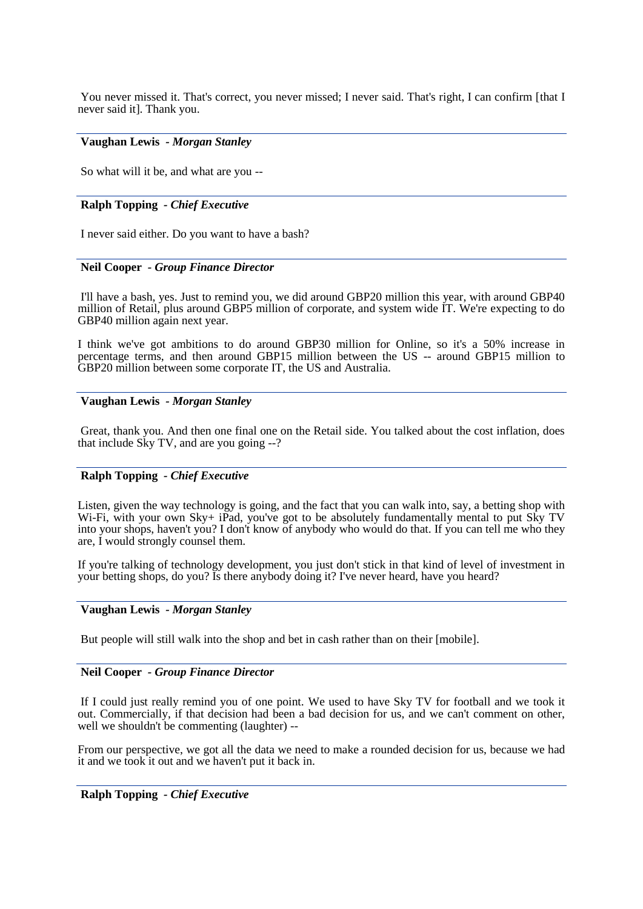You never missed it. That's correct, you never missed; I never said. That's right, I can confirm [that I never said it]. Thank you.

---

**Vaughan Lewis** - ***Morgan Stanley***

So what will it be, and what are you --

---

**Ralph Topping** - ***Chief Executive***

I never said either. Do you want to have a bash?

---

**Neil Cooper** - ***Group Finance Director***

I'll have a bash, yes. Just to remind you, we did around GBP20 million this year, with around GBP40 million of Retail, plus around GBP5 million of corporate, and system wide IT. We're expecting to do GBP40 million again next year.

I think we've got ambitions to do around GBP30 million for Online, so it's a 50% increase in percentage terms, and then around GBP15 million between the US -- around GBP15 million to GBP20 million between some corporate IT, the US and Australia.

---

**Vaughan Lewis** - ***Morgan Stanley***

Great, thank you. And then one final one on the Retail side. You talked about the cost inflation, does that include Sky TV, and are you going --?

---

**Ralph Topping** - ***Chief Executive***

Listen, given the way technology is going, and the fact that you can walk into, say, a betting shop with Wi-Fi, with your own Sky+ iPad, you've got to be absolutely fundamentally mental to put Sky TV into your shops, haven't you? I don't know of anybody who would do that. If you can tell me who they are, I would strongly counsel them.

If you're talking of technology development, you just don't stick in that kind of level of investment in your betting shops, do you? Is there anybody doing it? I've never heard, have you heard?

---

**Vaughan Lewis** - ***Morgan Stanley***

But people will still walk into the shop and bet in cash rather than on their [mobile].

---

**Neil Cooper** - ***Group Finance Director***

If I could just really remind you of one point. We used to have Sky TV for football and we took it out. Commercially, if that decision had been a bad decision for us, and we can't comment on other, well we shouldn't be commenting (laughter) --

From our perspective, we got all the data we need to make a rounded decision for us, because we had it and we took it out and we haven't put it back in.

---

**Ralph Topping** - ***Chief Executive***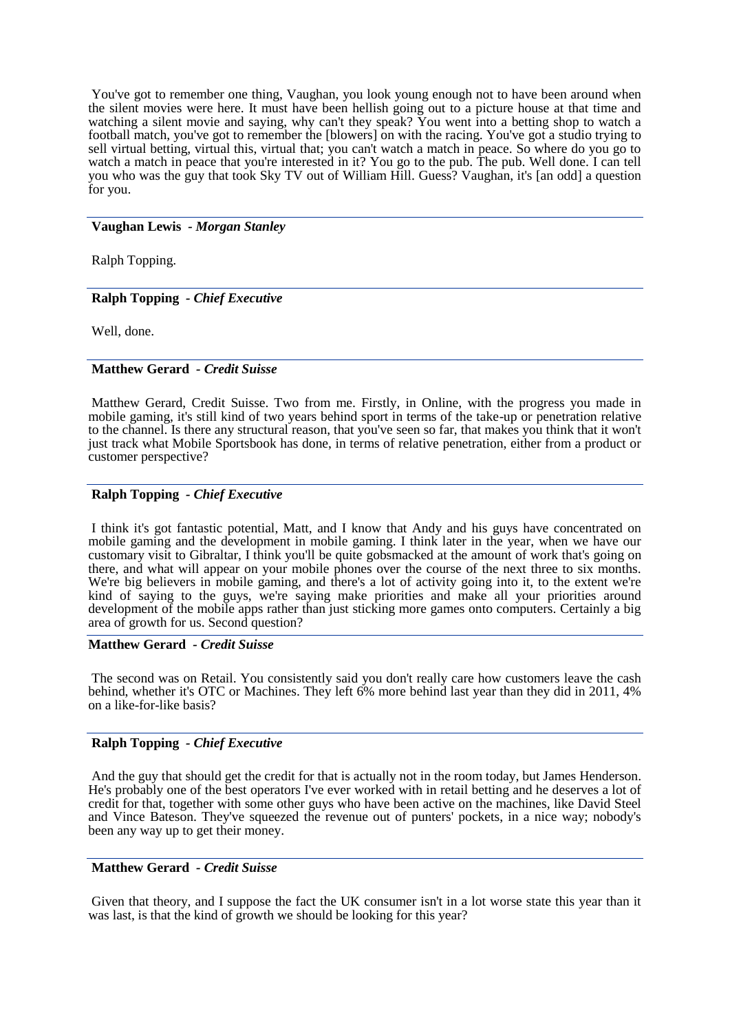You've got to remember one thing, Vaughan, you look young enough not to have been around when the silent movies were here. It must have been hellish going out to a picture house at that time and watching a silent movie and saying, why can't they speak? You went into a betting shop to watch a football match, you've got to remember the [blowers] on with the racing. You've got a studio trying to sell virtual betting, virtual this, virtual that; you can't watch a match in peace. So where do you go to watch a match in peace that you're interested in it? You go to the pub. The pub. Well done. I can tell you who was the guy that took Sky TV out of William Hill. Guess? Vaughan, it's [an odd] a question for you.

---

**Vaughan Lewis** *- Morgan Stanley*

Ralph Topping.

---

**Ralph Topping** *- Chief Executive*

Well, done.

---

**Matthew Gerard** *- Credit Suisse*

Matthew Gerard, Credit Suisse. Two from me. Firstly, in Online, with the progress you made in mobile gaming, it's still kind of two years behind sport in terms of the take-up or penetration relative to the channel. Is there any structural reason, that you've seen so far, that makes you think that it won't just track what Mobile Sportsbook has done, in terms of relative penetration, either from a product or customer perspective?

---

**Ralph Topping** *- Chief Executive*

I think it's got fantastic potential, Matt, and I know that Andy and his guys have concentrated on mobile gaming and the development in mobile gaming. I think later in the year, when we have our customary visit to Gibraltar, I think you'll be quite gobsmacked at the amount of work that's going on there, and what will appear on your mobile phones over the course of the next three to six months. We're big believers in mobile gaming, and there's a lot of activity going into it, to the extent we're kind of saying to the guys, we're saying make priorities and make all your priorities around development of the mobile apps rather than just sticking more games onto computers. Certainly a big area of growth for us. Second question?

---

**Matthew Gerard** *- Credit Suisse*

The second was on Retail. You consistently said you don't really care how customers leave the cash behind, whether it's OTC or Machines. They left 6% more behind last year than they did in 2011, 4% on a like-for-like basis?

---

**Ralph Topping** *- Chief Executive*

And the guy that should get the credit for that is actually not in the room today, but James Henderson. He's probably one of the best operators I've ever worked with in retail betting and he deserves a lot of credit for that, together with some other guys who have been active on the machines, like David Steel and Vince Bateson. They've squeezed the revenue out of punters' pockets, in a nice way; nobody's been any way up to get their money.

---

**Matthew Gerard** *- Credit Suisse*

Given that theory, and I suppose the fact the UK consumer isn't in a lot worse state this year than it was last, is that the kind of growth we should be looking for this year?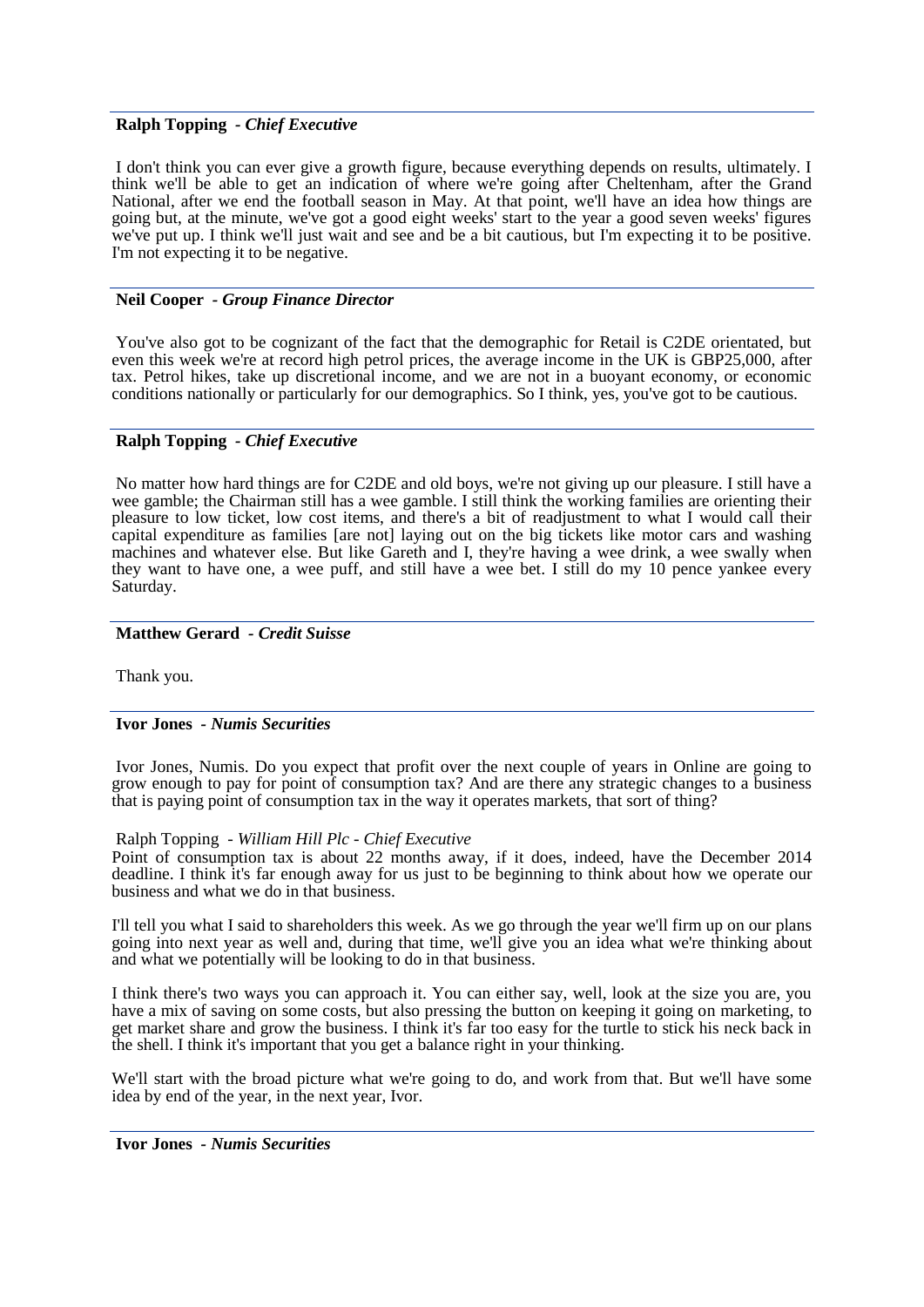**Ralph Topping** - ***Chief Executive***

I don't think you can ever give a growth figure, because everything depends on results, ultimately. I think we'll be able to get an indication of where we're going after Cheltenham, after the Grand National, after we end the football season in May. At that point, we'll have an idea how things are going but, at the minute, we've got a good eight weeks' start to the year a good seven weeks' figures we've put up. I think we'll just wait and see and be a bit cautious, but I'm expecting it to be positive. I'm not expecting it to be negative.

**Neil Cooper** - ***Group Finance Director***

You've also got to be cognizant of the fact that the demographic for Retail is C2DE orientated, but even this week we're at record high petrol prices, the average income in the UK is GBP25,000, after tax. Petrol hikes, take up discretional income, and we are not in a buoyant economy, or economic conditions nationally or particularly for our demographics. So I think, yes, you've got to be cautious.

**Ralph Topping** - ***Chief Executive***

No matter how hard things are for C2DE and old boys, we're not giving up our pleasure. I still have a wee gamble; the Chairman still has a wee gamble. I still think the working families are orienting their pleasure to low ticket, low cost items, and there's a bit of readjustment to what I would call their capital expenditure as families [are not] laying out on the big tickets like motor cars and washing machines and whatever else. But like Gareth and I, they're having a wee drink, a wee swally when they want to have one, a wee puff, and still have a wee bet. I still do my 10 pence yankee every Saturday.

**Matthew Gerard** - ***Credit Suisse***

Thank you.

**Ivor Jones** - ***Numis Securities***

Ivor Jones, Numis. Do you expect that profit over the next couple of years in Online are going to grow enough to pay for point of consumption tax? And are there any strategic changes to a business that is paying point of consumption tax in the way it operates markets, that sort of thing?

Ralph Topping - *William Hill Plc - Chief Executive*

Point of consumption tax is about 22 months away, if it does, indeed, have the December 2014 deadline. I think it's far enough away for us just to be beginning to think about how we operate our business and what we do in that business.

I'll tell you what I said to shareholders this week. As we go through the year we'll firm up on our plans going into next year as well and, during that time, we'll give you an idea what we're thinking about and what we potentially will be looking to do in that business.

I think there's two ways you can approach it. You can either say, well, look at the size you are, you have a mix of saving on some costs, but also pressing the button on keeping it going on marketing, to get market share and grow the business. I think it's far too easy for the turtle to stick his neck back in the shell. I think it's important that you get a balance right in your thinking.

We'll start with the broad picture what we're going to do, and work from that. But we'll have some idea by end of the year, in the next year, Ivor.

**Ivor Jones** - ***Numis Securities***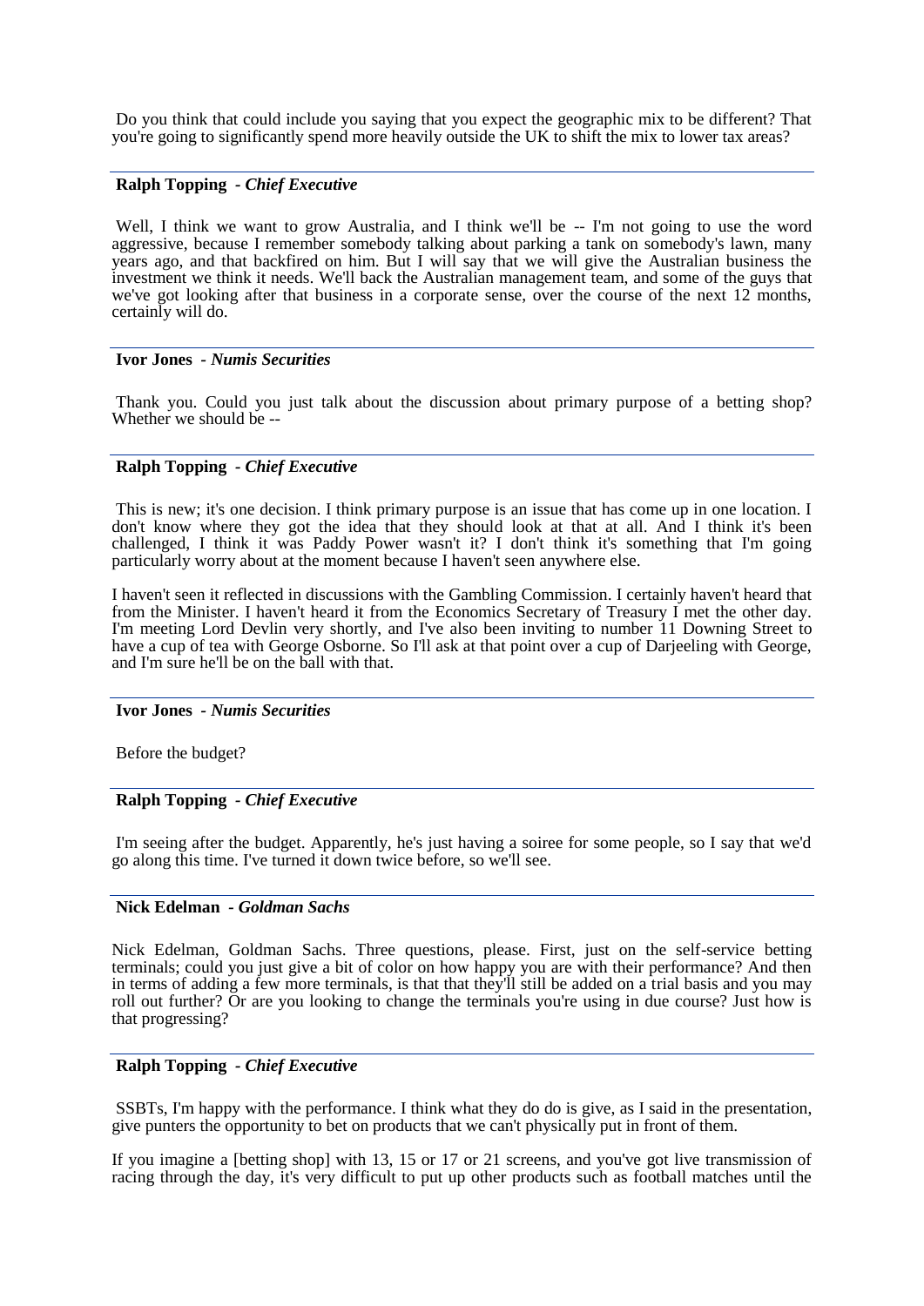Do you think that could include you saying that you expect the geographic mix to be different? That you're going to significantly spend more heavily outside the UK to shift the mix to lower tax areas?

---

**Ralph Topping** - ***Chief Executive***

Well, I think we want to grow Australia, and I think we'll be -- I'm not going to use the word aggressive, because I remember somebody talking about parking a tank on somebody's lawn, many years ago, and that backfired on him. But I will say that we will give the Australian business the investment we think it needs. We'll back the Australian management team, and some of the guys that we've got looking after that business in a corporate sense, over the course of the next 12 months, certainly will do.

---

**Ivor Jones** - ***Numis Securities***

Thank you. Could you just talk about the discussion about primary purpose of a betting shop? Whether we should be --

---

**Ralph Topping** - ***Chief Executive***

This is new; it's one decision. I think primary purpose is an issue that has come up in one location. I don't know where they got the idea that they should look at that at all. And I think it's been challenged, I think it was Paddy Power wasn't it? I don't think it's something that I'm going particularly worry about at the moment because I haven't seen anywhere else.

I haven't seen it reflected in discussions with the Gambling Commission. I certainly haven't heard that from the Minister. I haven't heard it from the Economics Secretary of Treasury I met the other day. I'm meeting Lord Devlin very shortly, and I've also been inviting to number 11 Downing Street to have a cup of tea with George Osborne. So I'll ask at that point over a cup of Darjeeling with George, and I'm sure he'll be on the ball with that.

---

**Ivor Jones** - ***Numis Securities***

Before the budget?

---

**Ralph Topping** - ***Chief Executive***

I'm seeing after the budget. Apparently, he's just having a soiree for some people, so I say that we'd go along this time. I've turned it down twice before, so we'll see.

---

**Nick Edelman** - ***Goldman Sachs***

Nick Edelman, Goldman Sachs. Three questions, please. First, just on the self-service betting terminals; could you just give a bit of color on how happy you are with their performance? And then in terms of adding a few more terminals, is that that they'll still be added on a trial basis and you may roll out further? Or are you looking to change the terminals you're using in due course? Just how is that progressing?

---

**Ralph Topping** - ***Chief Executive***

SSBTs, I'm happy with the performance. I think what they do do is give, as I said in the presentation, give punters the opportunity to bet on products that we can't physically put in front of them.

If you imagine a [betting shop] with 13, 15 or 17 or 21 screens, and you've got live transmission of racing through the day, it's very difficult to put up other products such as football matches until the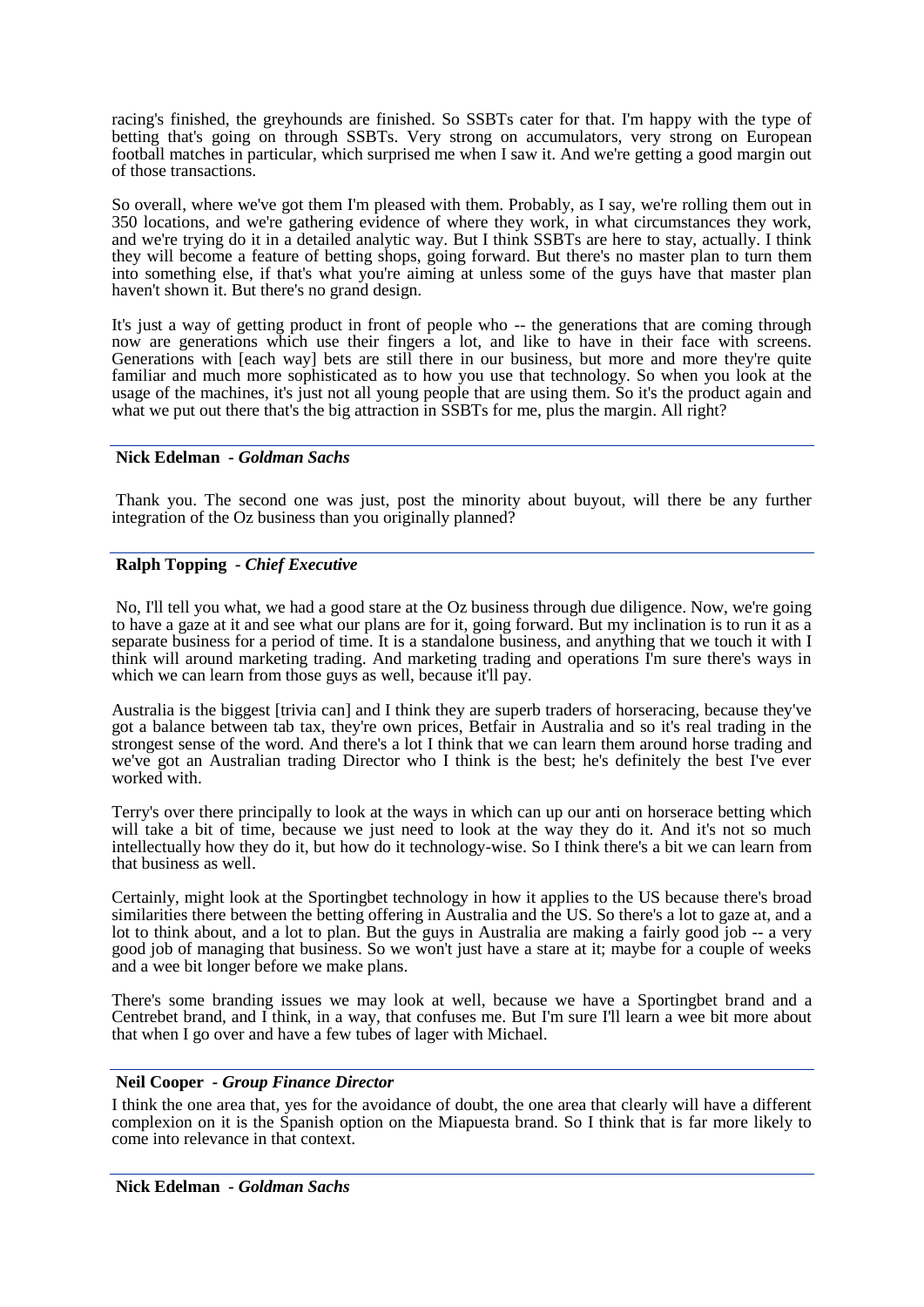racing's finished, the greyhounds are finished. So SSBTs cater for that. I'm happy with the type of betting that's going on through SSBTs. Very strong on accumulators, very strong on European football matches in particular, which surprised me when I saw it. And we're getting a good margin out of those transactions.

So overall, where we've got them I'm pleased with them. Probably, as I say, we're rolling them out in 350 locations, and we're gathering evidence of where they work, in what circumstances they work, and we're trying do it in a detailed analytic way. But I think SSBTs are here to stay, actually. I think they will become a feature of betting shops, going forward. But there's no master plan to turn them into something else, if that's what you're aiming at unless some of the guys have that master plan haven't shown it. But there's no grand design.

It's just a way of getting product in front of people who -- the generations that are coming through now are generations which use their fingers a lot, and like to have in their face with screens. Generations with [each way] bets are still there in our business, but more and more they're quite familiar and much more sophisticated as to how you use that technology. So when you look at the usage of the machines, it's just not all young people that are using them. So it's the product again and what we put out there that's the big attraction in SSBTs for me, plus the margin. All right?

---

**Nick Edelman** - ***Goldman Sachs***

Thank you. The second one was just, post the minority about buyout, will there be any further integration of the Oz business than you originally planned?

---

**Ralph Topping** - ***Chief Executive***

No, I'll tell you what, we had a good stare at the Oz business through due diligence. Now, we're going to have a gaze at it and see what our plans are for it, going forward. But my inclination is to run it as a separate business for a period of time. It is a standalone business, and anything that we touch it with I think will around marketing trading. And marketing trading and operations I'm sure there's ways in which we can learn from those guys as well, because it'll pay.

Australia is the biggest [trivia can] and I think they are superb traders of horseracing, because they've got a balance between tab tax, they're own prices, Betfair in Australia and so it's real trading in the strongest sense of the word. And there's a lot I think that we can learn them around horse trading and we've got an Australian trading Director who I think is the best; he's definitely the best I've ever worked with.

Terry's over there principally to look at the ways in which can up our anti on horserace betting which will take a bit of time, because we just need to look at the way they do it. And it's not so much intellectually how they do it, but how do it technology-wise. So I think there's a bit we can learn from that business as well.

Certainly, might look at the Sportingbet technology in how it applies to the US because there's broad similarities there between the betting offering in Australia and the US. So there's a lot to gaze at, and a lot to think about, and a lot to plan. But the guys in Australia are making a fairly good job -- a very good job of managing that business. So we won't just have a stare at it; maybe for a couple of weeks and a wee bit longer before we make plans.

There's some branding issues we may look at well, because we have a Sportingbet brand and a Centrebet brand, and I think, in a way, that confuses me. But I'm sure I'll learn a wee bit more about that when I go over and have a few tubes of lager with Michael.

---

**Neil Cooper** - ***Group Finance Director***

I think the one area that, yes for the avoidance of doubt, the one area that clearly will have a different complexion on it is the Spanish option on the Miapuesta brand. So I think that is far more likely to come into relevance in that context.

---

**Nick Edelman** - ***Goldman Sachs***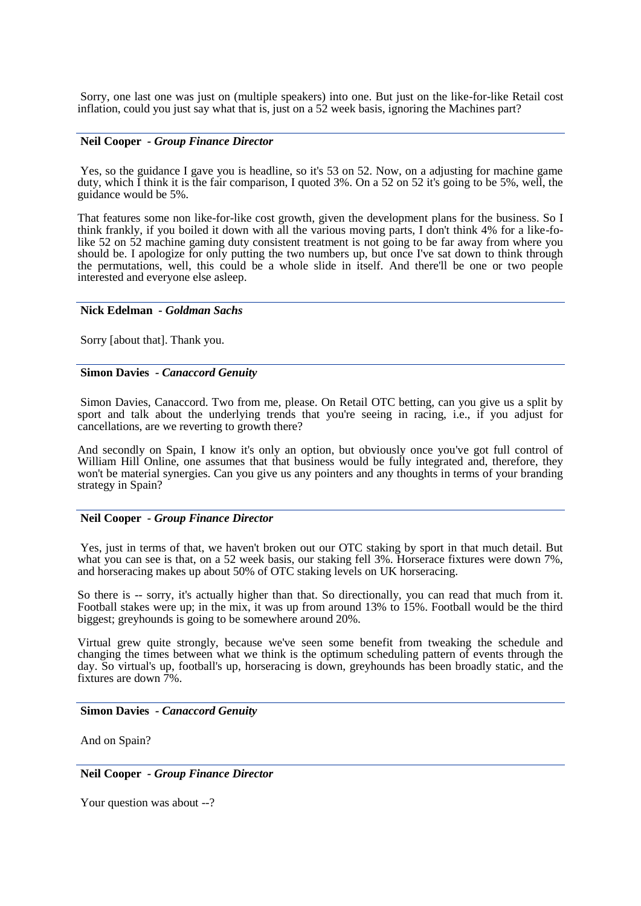Sorry, one last one was just on (multiple speakers) into one. But just on the like-for-like Retail cost inflation, could you just say what that is, just on a 52 week basis, ignoring the Machines part?

---

**Neil Cooper** - ***Group Finance Director***

Yes, so the guidance I gave you is headline, so it's 53 on 52. Now, on a adjusting for machine game duty, which I think it is the fair comparison, I quoted 3%. On a 52 on 52 it's going to be 5%, well, the guidance would be 5%.

That features some non like-for-like cost growth, given the development plans for the business. So I think frankly, if you boiled it down with all the various moving parts, I don't think 4% for a like-fo-like 52 on 52 machine gaming duty consistent treatment is not going to be far away from where you should be. I apologize for only putting the two numbers up, but once I've sat down to think through the permutations, well, this could be a whole slide in itself. And there'll be one or two people interested and everyone else asleep.

---

**Nick Edelman** - ***Goldman Sachs***

Sorry [about that]. Thank you.

---

**Simon Davies** - ***Canaccord Genuity***

Simon Davies, Canaccord. Two from me, please. On Retail OTC betting, can you give us a split by sport and talk about the underlying trends that you're seeing in racing, i.e., if you adjust for cancellations, are we reverting to growth there?

And secondly on Spain, I know it's only an option, but obviously once you've got full control of William Hill Online, one assumes that that business would be fully integrated and, therefore, they won't be material synergies. Can you give us any pointers and any thoughts in terms of your branding strategy in Spain?

---

**Neil Cooper** - ***Group Finance Director***

Yes, just in terms of that, we haven't broken out our OTC staking by sport in that much detail. But what you can see is that, on a 52 week basis, our staking fell 3%. Horserace fixtures were down 7%, and horseracing makes up about 50% of OTC staking levels on UK horseracing.

So there is -- sorry, it's actually higher than that. So directionally, you can read that much from it. Football stakes were up; in the mix, it was up from around 13% to 15%. Football would be the third biggest; greyhounds is going to be somewhere around 20%.

Virtual grew quite strongly, because we've seen some benefit from tweaking the schedule and changing the times between what we think is the optimum scheduling pattern of events through the day. So virtual's up, football's up, horseracing is down, greyhounds has been broadly static, and the fixtures are down 7%.

---

**Simon Davies** - ***Canaccord Genuity***

And on Spain?

---

**Neil Cooper** - ***Group Finance Director***

Your question was about --?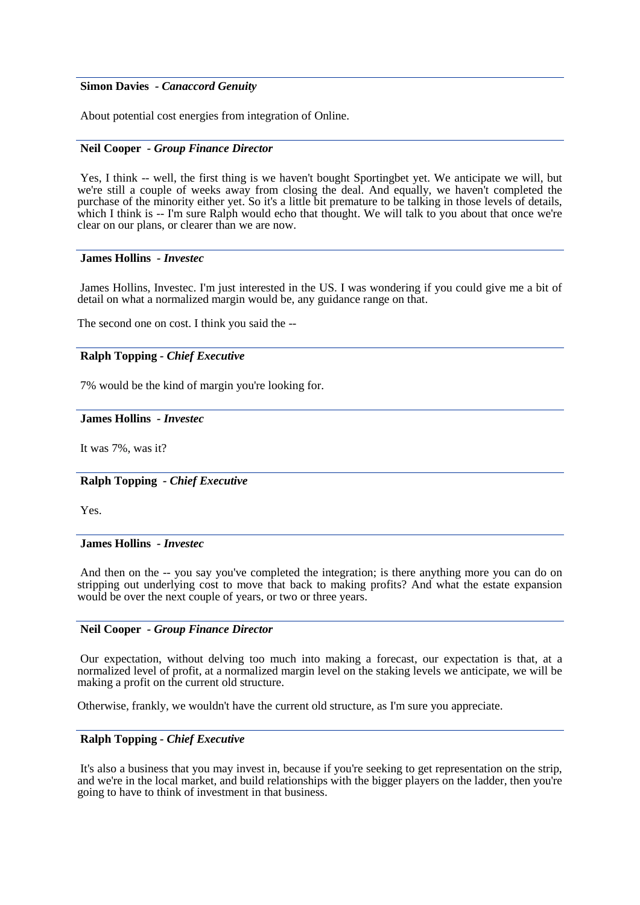**Simon Davies** - ***Canaccord Genuity***

About potential cost energies from integration of Online.

---

**Neil Cooper** - ***Group Finance Director***

Yes, I think -- well, the first thing is we haven't bought Sportingbet yet. We anticipate we will, but we're still a couple of weeks away from closing the deal. And equally, we haven't completed the purchase of the minority either yet. So it's a little bit premature to be talking in those levels of details, which I think is -- I'm sure Ralph would echo that thought. We will talk to you about that once we're clear on our plans, or clearer than we are now.

---

**James Hollins** - ***Investec***

James Hollins, Investec. I'm just interested in the US. I was wondering if you could give me a bit of detail on what a normalized margin would be, any guidance range on that.

The second one on cost. I think you said the --

---

**Ralph Topping** - ***Chief Executive***

7% would be the kind of margin you're looking for.

---

**James Hollins** - ***Investec***

It was 7%, was it?

---

**Ralph Topping** - ***Chief Executive***

Yes.

---

**James Hollins** - ***Investec***

And then on the -- you say you've completed the integration; is there anything more you can do on stripping out underlying cost to move that back to making profits? And what the estate expansion would be over the next couple of years, or two or three years.

---

**Neil Cooper** - ***Group Finance Director***

Our expectation, without delving too much into making a forecast, our expectation is that, at a normalized level of profit, at a normalized margin level on the staking levels we anticipate, we will be making a profit on the current old structure.

Otherwise, frankly, we wouldn't have the current old structure, as I'm sure you appreciate.

---

**Ralph Topping** - ***Chief Executive***

It's also a business that you may invest in, because if you're seeking to get representation on the strip, and we're in the local market, and build relationships with the bigger players on the ladder, then you're going to have to think of investment in that business.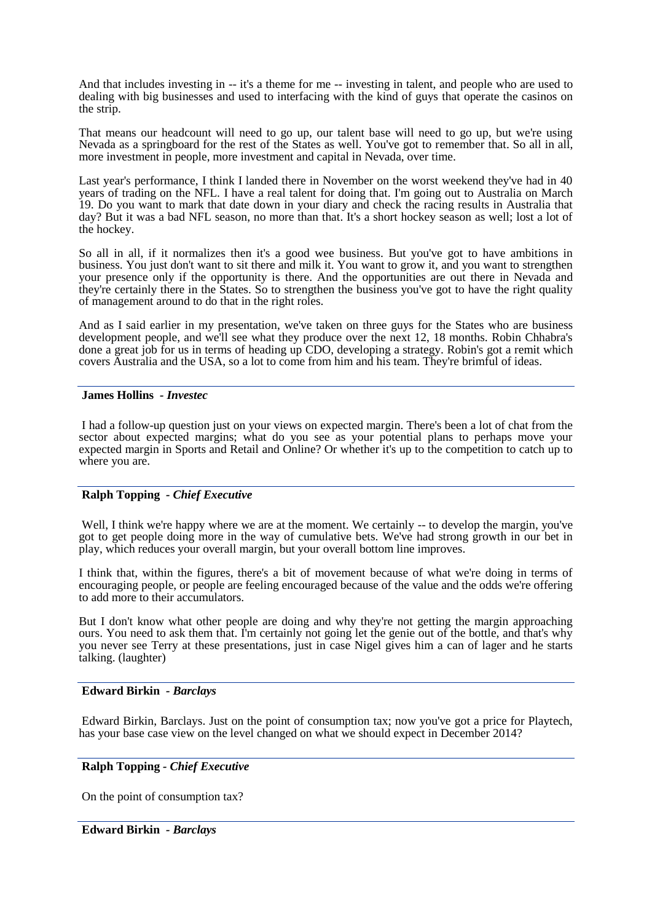And that includes investing in -- it's a theme for me -- investing in talent, and people who are used to dealing with big businesses and used to interfacing with the kind of guys that operate the casinos on the strip.

That means our headcount will need to go up, our talent base will need to go up, but we're using Nevada as a springboard for the rest of the States as well. You've got to remember that. So all in all, more investment in people, more investment and capital in Nevada, over time.

Last year's performance, I think I landed there in November on the worst weekend they've had in 40 years of trading on the NFL. I have a real talent for doing that. I'm going out to Australia on March 19. Do you want to mark that date down in your diary and check the racing results in Australia that day? But it was a bad NFL season, no more than that. It's a short hockey season as well; lost a lot of the hockey.

So all in all, if it normalizes then it's a good wee business. But you've got to have ambitions in business. You just don't want to sit there and milk it. You want to grow it, and you want to strengthen your presence only if the opportunity is there. And the opportunities are out there in Nevada and they're certainly there in the States. So to strengthen the business you've got to have the right quality of management around to do that in the right roles.

And as I said earlier in my presentation, we've taken on three guys for the States who are business development people, and we'll see what they produce over the next 12, 18 months. Robin Chhabra's done a great job for us in terms of heading up CDO, developing a strategy. Robin's got a remit which covers Australia and the USA, so a lot to come from him and his team. They're brimful of ideas.

---

**James Hollins** - ***Investec***

I had a follow-up question just on your views on expected margin. There's been a lot of chat from the sector about expected margins; what do you see as your potential plans to perhaps move your expected margin in Sports and Retail and Online? Or whether it's up to the competition to catch up to where you are.

---

**Ralph Topping** - ***Chief Executive***

Well, I think we're happy where we are at the moment. We certainly -- to develop the margin, you've got to get people doing more in the way of cumulative bets. We've had strong growth in our bet in play, which reduces your overall margin, but your overall bottom line improves.

I think that, within the figures, there's a bit of movement because of what we're doing in terms of encouraging people, or people are feeling encouraged because of the value and the odds we're offering to add more to their accumulators.

But I don't know what other people are doing and why they're not getting the margin approaching ours. You need to ask them that. I'm certainly not going let the genie out of the bottle, and that's why you never see Terry at these presentations, just in case Nigel gives him a can of lager and he starts talking. (laughter)

---

**Edward Birkin** - ***Barclays***

Edward Birkin, Barclays. Just on the point of consumption tax; now you've got a price for Playtech, has your base case view on the level changed on what we should expect in December 2014?

---

**Ralph Topping** - ***Chief Executive***

On the point of consumption tax?

---

**Edward Birkin** - ***Barclays***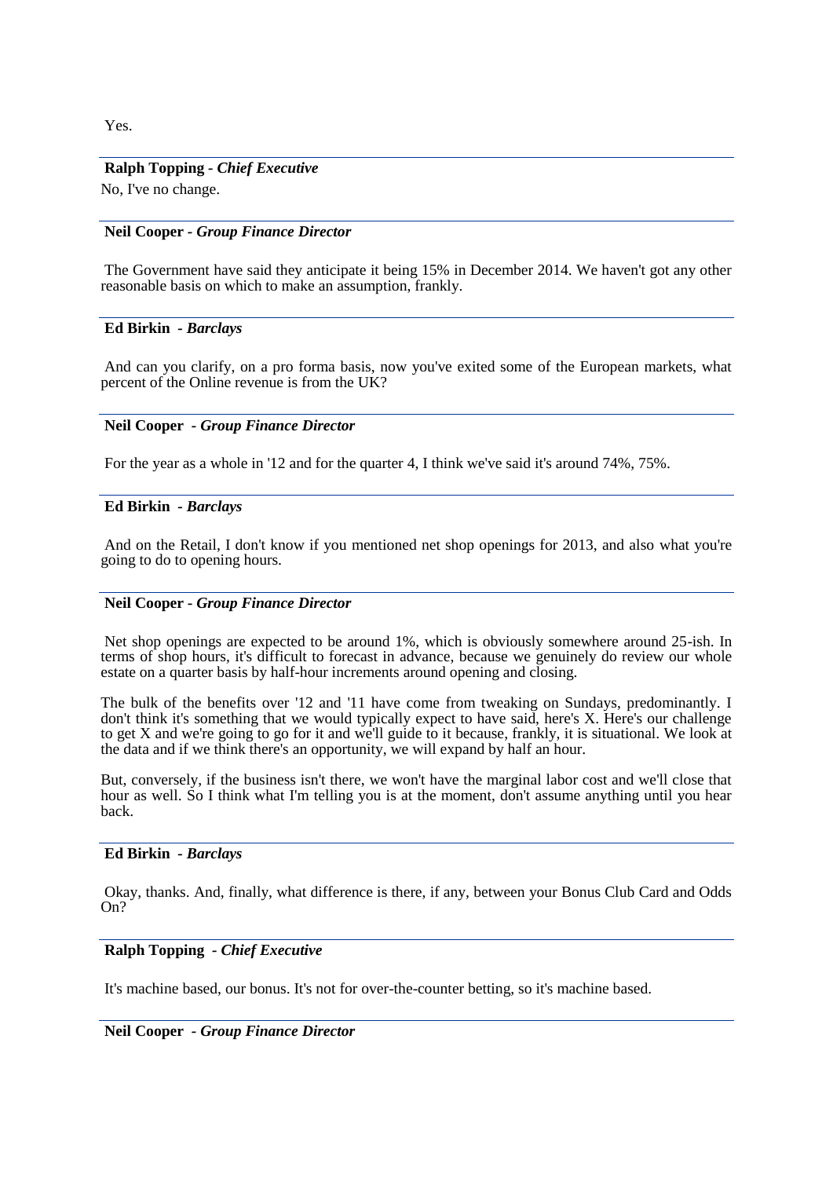Yes.

**Ralph Topping - *Chief Executive***

No, I've no change.

**Neil Cooper - *Group Finance Director***

The Government have said they anticipate it being 15% in December 2014. We haven't got any other reasonable basis on which to make an assumption, frankly.

**Ed Birkin - *Barclays***

And can you clarify, on a pro forma basis, now you've exited some of the European markets, what percent of the Online revenue is from the UK?

**Neil Cooper - *Group Finance Director***

For the year as a whole in '12 and for the quarter 4, I think we've said it's around 74%, 75%.

**Ed Birkin - *Barclays***

And on the Retail, I don't know if you mentioned net shop openings for 2013, and also what you're going to do to opening hours.

**Neil Cooper - *Group Finance Director***

Net shop openings are expected to be around 1%, which is obviously somewhere around 25-ish. In terms of shop hours, it's difficult to forecast in advance, because we genuinely do review our whole estate on a quarter basis by half-hour increments around opening and closing.

The bulk of the benefits over '12 and '11 have come from tweaking on Sundays, predominantly. I don't think it's something that we would typically expect to have said, here's X. Here's our challenge to get X and we're going to go for it and we'll guide to it because, frankly, it is situational. We look at the data and if we think there's an opportunity, we will expand by half an hour.

But, conversely, if the business isn't there, we won't have the marginal labor cost and we'll close that hour as well. So I think what I'm telling you is at the moment, don't assume anything until you hear back.

**Ed Birkin - *Barclays***

Okay, thanks. And, finally, what difference is there, if any, between your Bonus Club Card and Odds On?

**Ralph Topping - *Chief Executive***

It's machine based, our bonus. It's not for over-the-counter betting, so it's machine based.

**Neil Cooper - *Group Finance Director***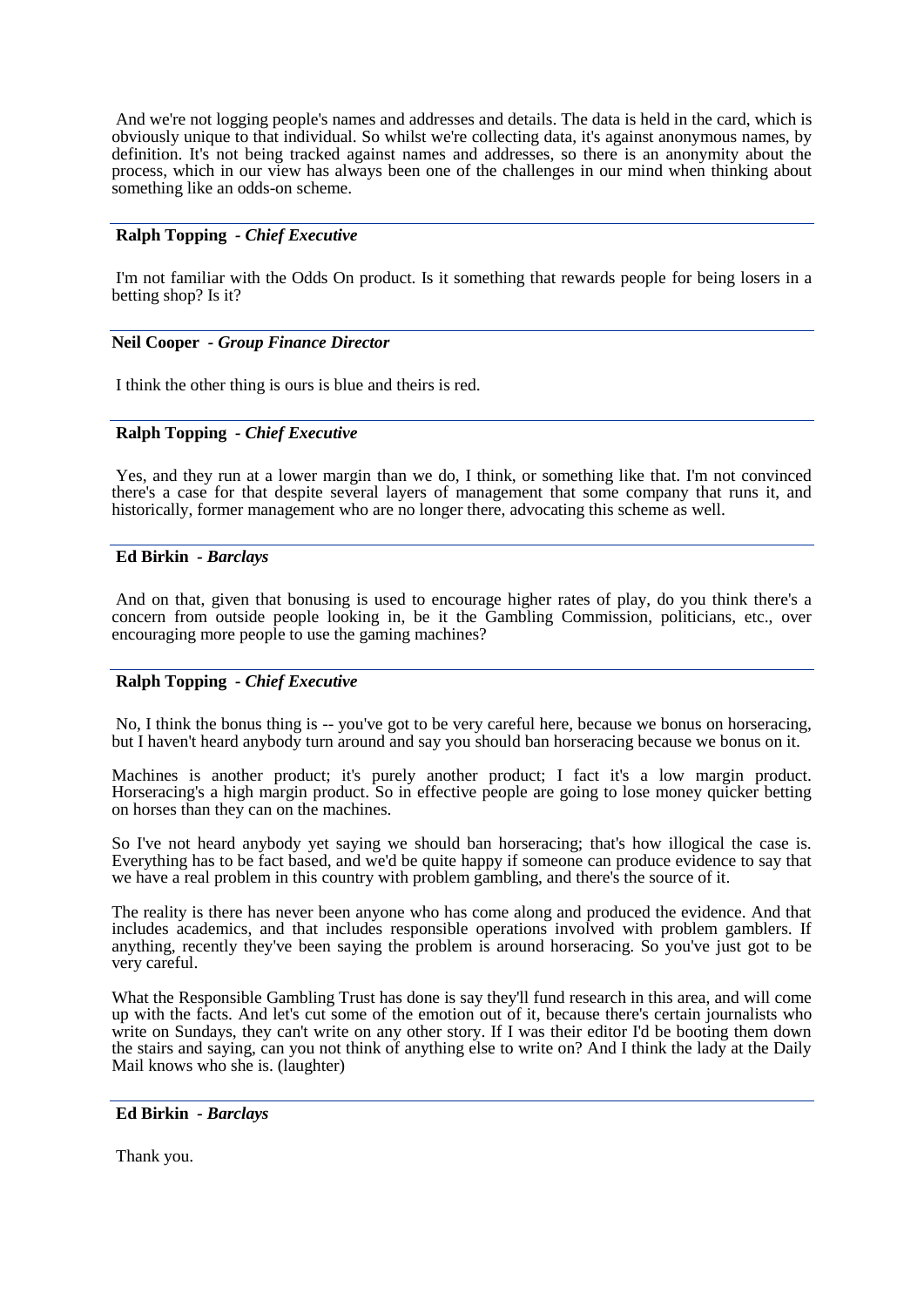And we're not logging people's names and addresses and details. The data is held in the card, which is obviously unique to that individual. So whilst we're collecting data, it's against anonymous names, by definition. It's not being tracked against names and addresses, so there is an anonymity about the process, which in our view has always been one of the challenges in our mind when thinking about something like an odds-on scheme.

**Ralph Topping** - ***Chief Executive***

I'm not familiar with the Odds On product. Is it something that rewards people for being losers in a betting shop? Is it?

**Neil Cooper** - ***Group Finance Director***

I think the other thing is ours is blue and theirs is red.

**Ralph Topping** - ***Chief Executive***

Yes, and they run at a lower margin than we do, I think, or something like that. I'm not convinced there's a case for that despite several layers of management that some company that runs it, and historically, former management who are no longer there, advocating this scheme as well.

**Ed Birkin** - ***Barclays***

And on that, given that bonusing is used to encourage higher rates of play, do you think there's a concern from outside people looking in, be it the Gambling Commission, politicians, etc., over encouraging more people to use the gaming machines?

**Ralph Topping** - ***Chief Executive***

No, I think the bonus thing is -- you've got to be very careful here, because we bonus on horseracing, but I haven't heard anybody turn around and say you should ban horseracing because we bonus on it.

Machines is another product; it's purely another product; I fact it's a low margin product. Horseracing's a high margin product. So in effective people are going to lose money quicker betting on horses than they can on the machines.

So I've not heard anybody yet saying we should ban horseracing; that's how illogical the case is. Everything has to be fact based, and we'd be quite happy if someone can produce evidence to say that we have a real problem in this country with problem gambling, and there's the source of it.

The reality is there has never been anyone who has come along and produced the evidence. And that includes academics, and that includes responsible operations involved with problem gamblers. If anything, recently they've been saying the problem is around horseracing. So you've just got to be very careful.

What the Responsible Gambling Trust has done is say they'll fund research in this area, and will come up with the facts. And let's cut some of the emotion out of it, because there's certain journalists who write on Sundays, they can't write on any other story. If I was their editor I'd be booting them down the stairs and saying, can you not think of anything else to write on? And I think the lady at the Daily Mail knows who she is. (laughter)

**Ed Birkin** - ***Barclays***

Thank you.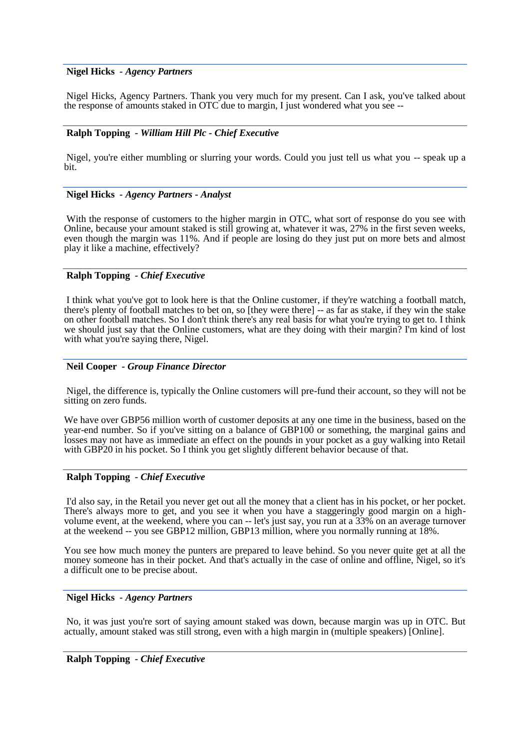**Nigel Hicks** - ***Agency Partners***

Nigel Hicks, Agency Partners. Thank you very much for my present. Can I ask, you've talked about the response of amounts staked in OTC due to margin, I just wondered what you see --

---

**Ralph Topping** - ***William Hill Plc - Chief Executive***

Nigel, you're either mumbling or slurring your words. Could you just tell us what you -- speak up a bit.

---

**Nigel Hicks** - ***Agency Partners - Analyst***

With the response of customers to the higher margin in OTC, what sort of response do you see with Online, because your amount staked is still growing at, whatever it was, 27% in the first seven weeks, even though the margin was 11%. And if people are losing do they just put on more bets and almost play it like a machine, effectively?

---

**Ralph Topping** - ***Chief Executive***

I think what you've got to look here is that the Online customer, if they're watching a football match, there's plenty of football matches to bet on, so [they were there] -- as far as stake, if they win the stake on other football matches. So I don't think there's any real basis for what you're trying to get to. I think we should just say that the Online customers, what are they doing with their margin? I'm kind of lost with what you're saying there, Nigel.

---

**Neil Cooper** - ***Group Finance Director***

Nigel, the difference is, typically the Online customers will pre-fund their account, so they will not be sitting on zero funds.

We have over GBP56 million worth of customer deposits at any one time in the business, based on the year-end number. So if you've sitting on a balance of GBP100 or something, the marginal gains and losses may not have as immediate an effect on the pounds in your pocket as a guy walking into Retail with GBP20 in his pocket. So I think you get slightly different behavior because of that.

---

**Ralph Topping** - ***Chief Executive***

I'd also say, in the Retail you never get out all the money that a client has in his pocket, or her pocket. There's always more to get, and you see it when you have a staggeringly good margin on a high-volume event, at the weekend, where you can -- let's just say, you run at a 33% on an average turnover at the weekend -- you see GBP12 million, GBP13 million, where you normally running at 18%.

You see how much money the punters are prepared to leave behind. So you never quite get at all the money someone has in their pocket. And that's actually in the case of online and offline, Nigel, so it's a difficult one to be precise about.

---

**Nigel Hicks** - ***Agency Partners***

No, it was just you're sort of saying amount staked was down, because margin was up in OTC. But actually, amount staked was still strong, even with a high margin in (multiple speakers) [Online].

---

**Ralph Topping** - ***Chief Executive***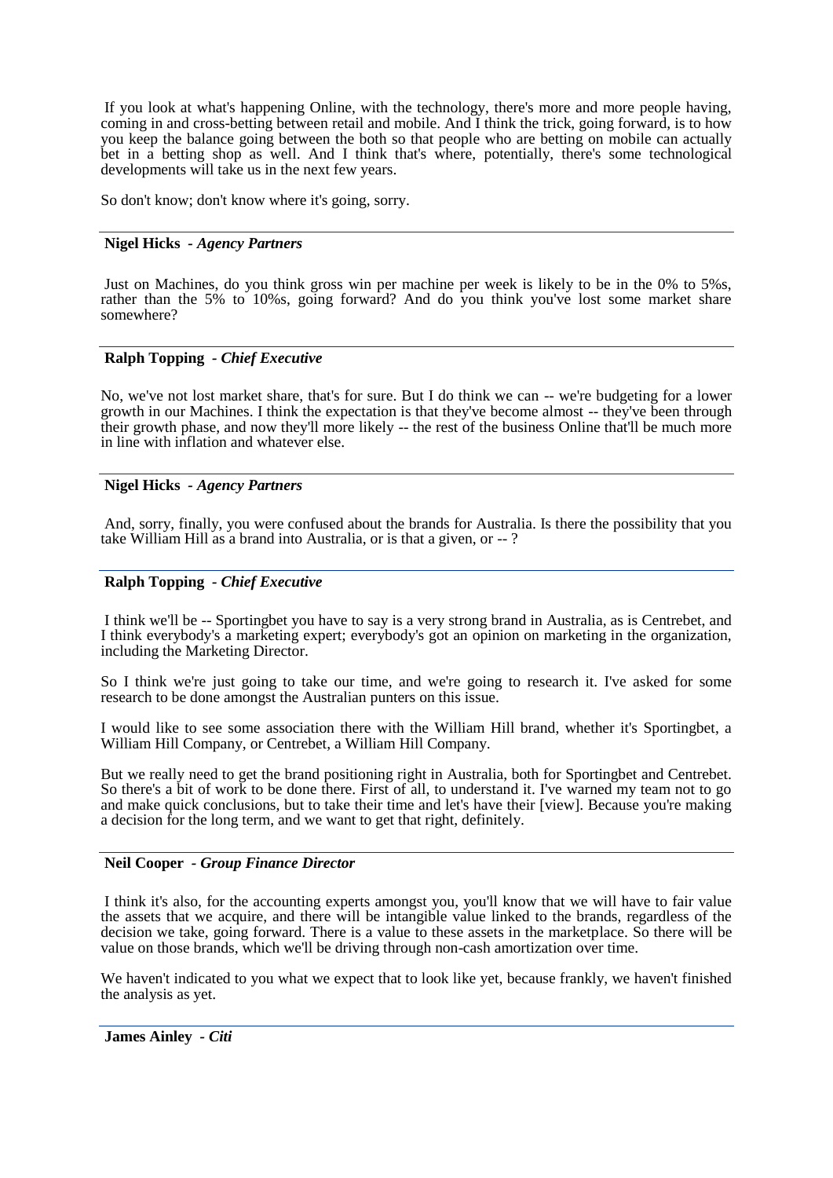If you look at what's happening Online, with the technology, there's more and more people having, coming in and cross-betting between retail and mobile. And I think the trick, going forward, is to how you keep the balance going between the both so that people who are betting on mobile can actually bet in a betting shop as well. And I think that's where, potentially, there's some technological developments will take us in the next few years.

So don't know; don't know where it's going, sorry.

---

**Nigel Hicks** - ***Agency Partners***

Just on Machines, do you think gross win per machine per week is likely to be in the 0% to 5%s, rather than the 5% to 10%s, going forward? And do you think you've lost some market share somewhere?

---

**Ralph Topping** - ***Chief Executive***

No, we've not lost market share, that's for sure. But I do think we can -- we're budgeting for a lower growth in our Machines. I think the expectation is that they've become almost -- they've been through their growth phase, and now they'll more likely -- the rest of the business Online that'll be much more in line with inflation and whatever else.

---

**Nigel Hicks** - ***Agency Partners***

And, sorry, finally, you were confused about the brands for Australia. Is there the possibility that you take William Hill as a brand into Australia, or is that a given, or -- ?

---

**Ralph Topping** - ***Chief Executive***

I think we'll be -- Sportingbet you have to say is a very strong brand in Australia, as is Centrebet, and I think everybody's a marketing expert; everybody's got an opinion on marketing in the organization, including the Marketing Director.

So I think we're just going to take our time, and we're going to research it. I've asked for some research to be done amongst the Australian punters on this issue.

I would like to see some association there with the William Hill brand, whether it's Sportingbet, a William Hill Company, or Centrebet, a William Hill Company.

But we really need to get the brand positioning right in Australia, both for Sportingbet and Centrebet. So there's a bit of work to be done there. First of all, to understand it. I've warned my team not to go and make quick conclusions, but to take their time and let's have their [view]. Because you're making a decision for the long term, and we want to get that right, definitely.

---

**Neil Cooper** - ***Group Finance Director***

I think it's also, for the accounting experts amongst you, you'll know that we will have to fair value the assets that we acquire, and there will be intangible value linked to the brands, regardless of the decision we take, going forward. There is a value to these assets in the marketplace. So there will be value on those brands, which we'll be driving through non-cash amortization over time.

We haven't indicated to you what we expect that to look like yet, because frankly, we haven't finished the analysis as yet.

---

**James Ainley** - ***Citi***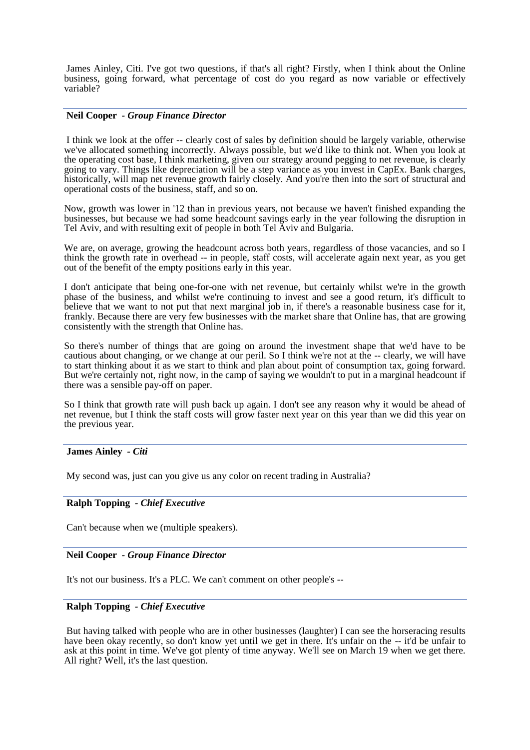James Ainley, Citi. I've got two questions, if that's all right? Firstly, when I think about the Online business, going forward, what percentage of cost do you regard as now variable or effectively variable?

---

**Neil Cooper** - ***Group Finance Director***

I think we look at the offer -- clearly cost of sales by definition should be largely variable, otherwise we've allocated something incorrectly. Always possible, but we'd like to think not. When you look at the operating cost base, I think marketing, given our strategy around pegging to net revenue, is clearly going to vary. Things like depreciation will be a step variance as you invest in CapEx. Bank charges, historically, will map net revenue growth fairly closely. And you're then into the sort of structural and operational costs of the business, staff, and so on.

Now, growth was lower in '12 than in previous years, not because we haven't finished expanding the businesses, but because we had some headcount savings early in the year following the disruption in Tel Aviv, and with resulting exit of people in both Tel Aviv and Bulgaria.

We are, on average, growing the headcount across both years, regardless of those vacancies, and so I think the growth rate in overhead -- in people, staff costs, will accelerate again next year, as you get out of the benefit of the empty positions early in this year.

I don't anticipate that being one-for-one with net revenue, but certainly whilst we're in the growth phase of the business, and whilst we're continuing to invest and see a good return, it's difficult to believe that we want to not put that next marginal job in, if there's a reasonable business case for it, frankly. Because there are very few businesses with the market share that Online has, that are growing consistently with the strength that Online has.

So there's number of things that are going on around the investment shape that we'd have to be cautious about changing, or we change at our peril. So I think we're not at the -- clearly, we will have to start thinking about it as we start to think and plan about point of consumption tax, going forward. But we're certainly not, right now, in the camp of saying we wouldn't to put in a marginal headcount if there was a sensible pay-off on paper.

So I think that growth rate will push back up again. I don't see any reason why it would be ahead of net revenue, but I think the staff costs will grow faster next year on this year than we did this year on the previous year.

---

**James Ainley** - ***Citi***

My second was, just can you give us any color on recent trading in Australia?

---

**Ralph Topping** - ***Chief Executive***

Can't because when we (multiple speakers).

---

**Neil Cooper** - ***Group Finance Director***

It's not our business. It's a PLC. We can't comment on other people's --

---

**Ralph Topping** - ***Chief Executive***

But having talked with people who are in other businesses (laughter) I can see the horseracing results have been okay recently, so don't know yet until we get in there. It's unfair on the -- it'd be unfair to ask at this point in time. We've got plenty of time anyway. We'll see on March 19 when we get there. All right? Well, it's the last question.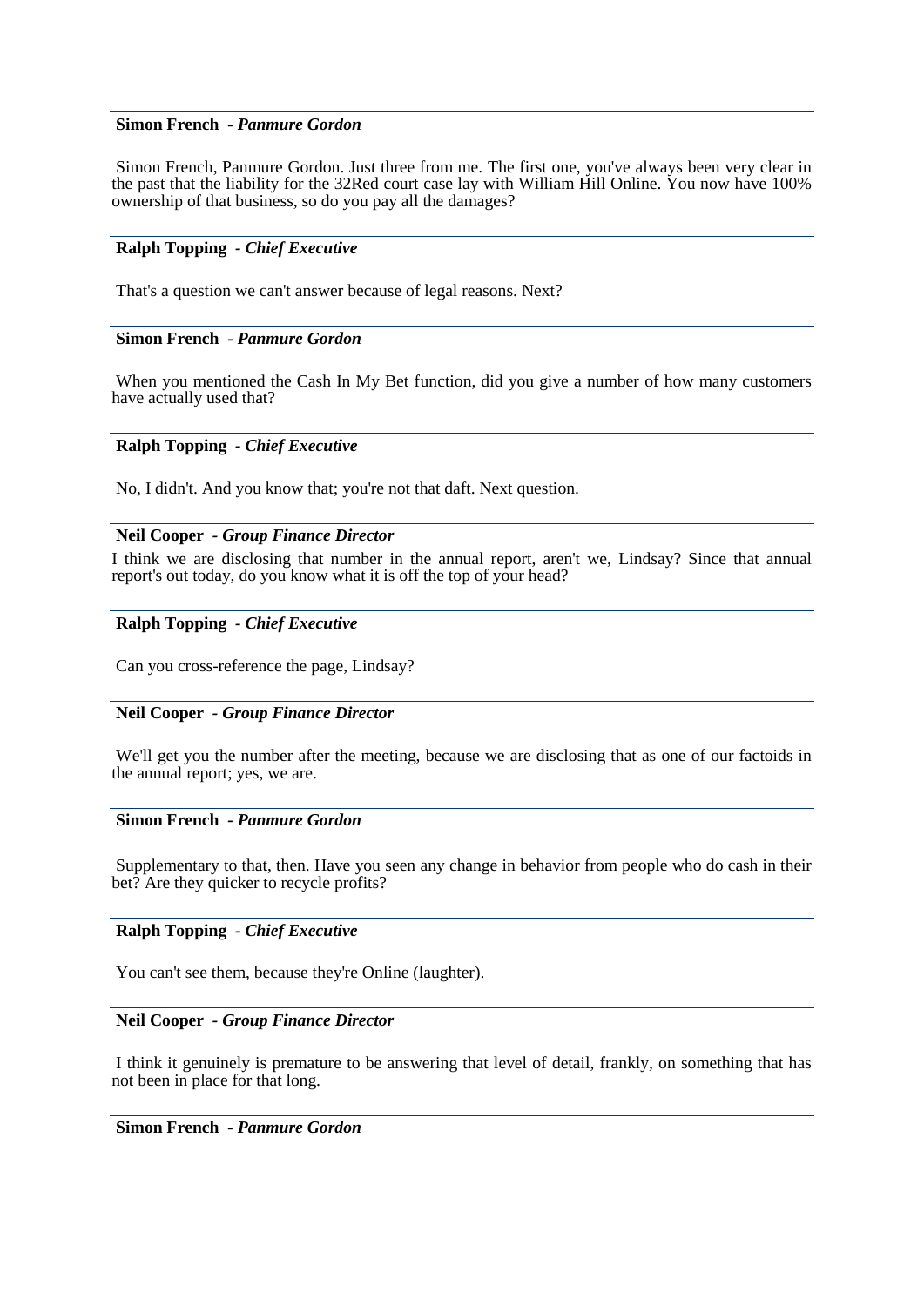**Simon French** - ***Panmure Gordon***

Simon French, Panmure Gordon. Just three from me. The first one, you've always been very clear in the past that the liability for the 32Red court case lay with William Hill Online. You now have 100% ownership of that business, so do you pay all the damages?

---

**Ralph Topping** - ***Chief Executive***

That's a question we can't answer because of legal reasons. Next?

---

**Simon French** - ***Panmure Gordon***

When you mentioned the Cash In My Bet function, did you give a number of how many customers have actually used that?

---

**Ralph Topping** - ***Chief Executive***

No, I didn't. And you know that; you're not that daft. Next question.

---

**Neil Cooper** - ***Group Finance Director***

I think we are disclosing that number in the annual report, aren't we, Lindsay? Since that annual report's out today, do you know what it is off the top of your head?

---

**Ralph Topping** - ***Chief Executive***

Can you cross-reference the page, Lindsay?

---

**Neil Cooper** - ***Group Finance Director***

We'll get you the number after the meeting, because we are disclosing that as one of our factoids in the annual report; yes, we are.

---

**Simon French** - ***Panmure Gordon***

Supplementary to that, then. Have you seen any change in behavior from people who do cash in their bet? Are they quicker to recycle profits?

---

**Ralph Topping** - ***Chief Executive***

You can't see them, because they're Online (laughter).

---

**Neil Cooper** - ***Group Finance Director***

I think it genuinely is premature to be answering that level of detail, frankly, on something that has not been in place for that long.

---

**Simon French** - ***Panmure Gordon***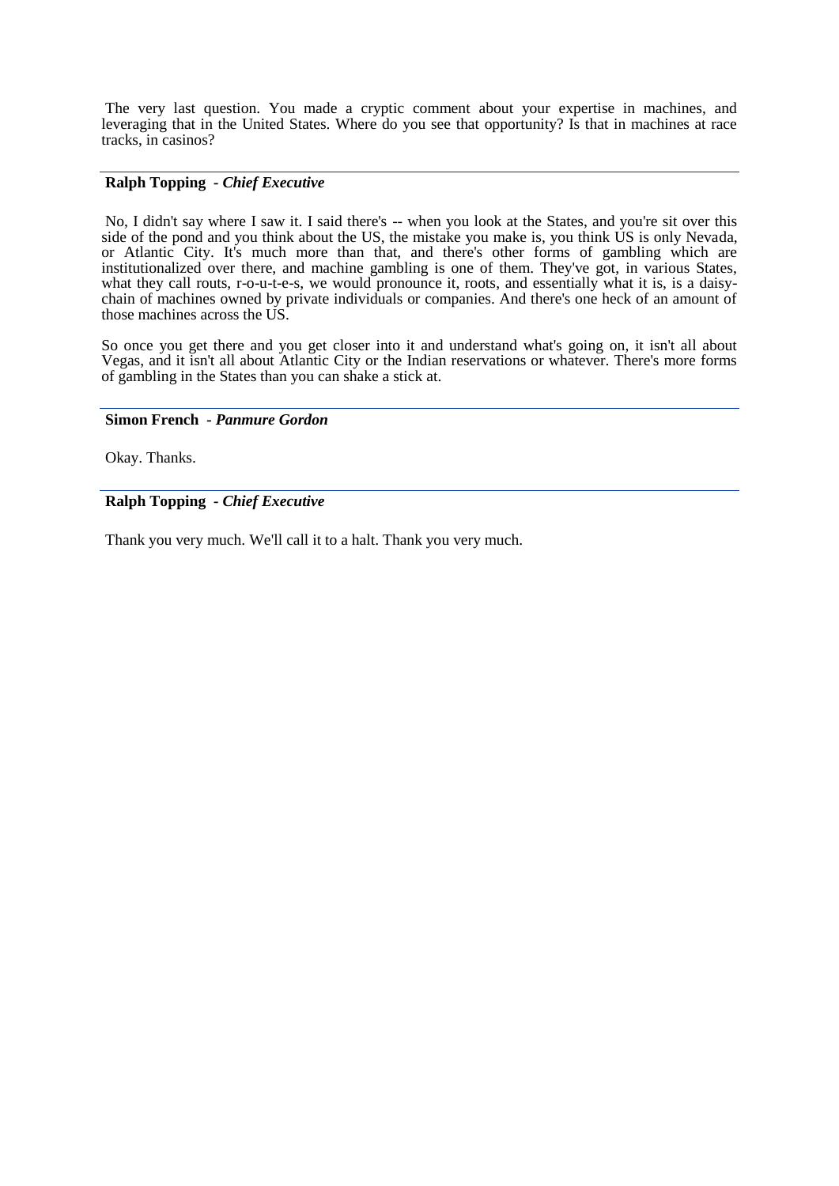The very last question. You made a cryptic comment about your expertise in machines, and leveraging that in the United States. Where do you see that opportunity? Is that in machines at race tracks, in casinos?

**Ralph Topping** - ***Chief Executive***

No, I didn't say where I saw it. I said there's -- when you look at the States, and you're sit over this side of the pond and you think about the US, the mistake you make is, you think US is only Nevada, or Atlantic City. It's much more than that, and there's other forms of gambling which are institutionalized over there, and machine gambling is one of them. They've got, in various States, what they call routs, r-o-u-t-e-s, we would pronounce it, roots, and essentially what it is, is a daisy-chain of machines owned by private individuals or companies. And there's one heck of an amount of those machines across the US.

So once you get there and you get closer into it and understand what's going on, it isn't all about Vegas, and it isn't all about Atlantic City or the Indian reservations or whatever. There's more forms of gambling in the States than you can shake a stick at.

**Simon French** - ***Panmure Gordon***

Okay. Thanks.

**Ralph Topping** - ***Chief Executive***

Thank you very much. We'll call it to a halt. Thank you very much.